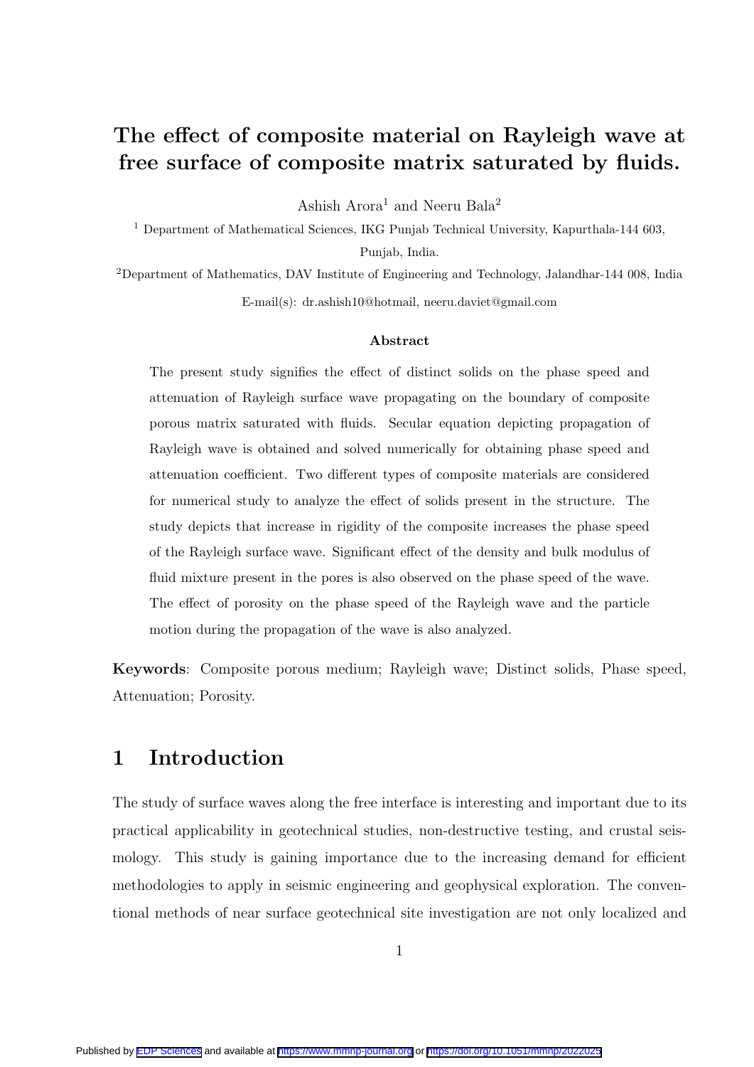# The effect of composite material on Rayleigh wave at free surface of composite matrix saturated by fluids.

Ashish Arora[1] and Neeru Bala[2]

[1] Department of Mathematical Sciences, IKG Punjab Technical University, Kapurthala-144 603, Punjab, India.

[2] Department of Mathematics, DAV Institute of Engineering and Technology, Jalandhar-144 008, India

E-mail(s): dr.ashish10@hotmail, neeru.daviet@gmail.com

### Abstract

The present study signifies the effect of distinct solids on the phase speed and attenuation of Rayleigh surface wave propagating on the boundary of composite porous matrix saturated with fluids. Secular equation depicting propagation of Rayleigh wave is obtained and solved numerically for obtaining phase speed and attenuation coefficient. Two different types of composite materials are considered for numerical study to analyze the effect of solids present in the structure. The study depicts that increase in rigidity of the composite increases the phase speed of the Rayleigh surface wave. Significant effect of the density and bulk modulus of fluid mixture present in the pores is also observed on the phase speed of the wave. The effect of porosity on the phase speed of the Rayleigh wave and the particle motion during the propagation of the wave is also analyzed.

**Keywords**: Composite porous medium; Rayleigh wave; Distinct solids, Phase speed, Attenuation; Porosity.

## 1 Introduction

The study of surface waves along the free interface is interesting and important due to its practical applicability in geotechnical studies, non-destructive testing, and crustal seismology. This study is gaining importance due to the increasing demand for efficient methodologies to apply in seismic engineering and geophysical exploration. The conventional methods of near surface geotechnical site investigation are not only localized and

Published by EDP Sciences and available at https://www.mmnp-journal.org or https://doi.org/10.1051/mmnp/2022025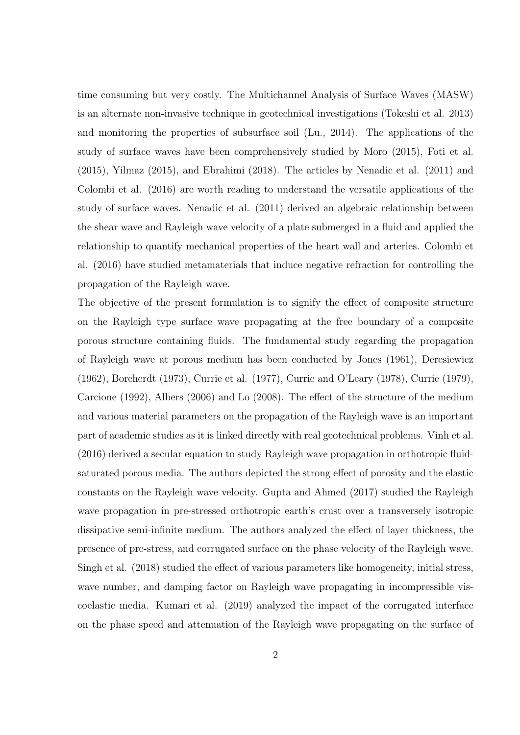time consuming but very costly. The Multichannel Analysis of Surface Waves (MASW) is an alternate non-invasive technique in geotechnical investigations (Tokeshi et al. 2013) and monitoring the properties of subsurface soil (Lu., 2014). The applications of the study of surface waves have been comprehensively studied by Moro (2015), Foti et al. (2015), Yilmaz (2015), and Ebrahimi (2018). The articles by Nenadic et al. (2011) and Colombi et al. (2016) are worth reading to understand the versatile applications of the study of surface waves. Nenadic et al. (2011) derived an algebraic relationship between the shear wave and Rayleigh wave velocity of a plate submerged in a fluid and applied the relationship to quantify mechanical properties of the heart wall and arteries. Colombi et al. (2016) have studied metamaterials that induce negative refraction for controlling the propagation of the Rayleigh wave.

The objective of the present formulation is to signify the effect of composite structure on the Rayleigh type surface wave propagating at the free boundary of a composite porous structure containing fluids. The fundamental study regarding the propagation of Rayleigh wave at porous medium has been conducted by Jones (1961), Deresiewicz (1962), Borcherdt (1973), Currie et al. (1977), Currie and O'Leary (1978), Currie (1979), Carcione (1992), Albers (2006) and Lo (2008). The effect of the structure of the medium and various material parameters on the propagation of the Rayleigh wave is an important part of academic studies as it is linked directly with real geotechnical problems. Vinh et al. (2016) derived a secular equation to study Rayleigh wave propagation in orthotropic fluid-saturated porous media. The authors depicted the strong effect of porosity and the elastic constants on the Rayleigh wave velocity. Gupta and Ahmed (2017) studied the Rayleigh wave propagation in pre-stressed orthotropic earth's crust over a transversely isotropic dissipative semi-infinite medium. The authors analyzed the effect of layer thickness, the presence of pre-stress, and corrugated surface on the phase velocity of the Rayleigh wave. Singh et al. (2018) studied the effect of various parameters like homogeneity, initial stress, wave number, and damping factor on Rayleigh wave propagating in incompressible viscoelastic media. Kumari et al. (2019) analyzed the impact of the corrugated interface on the phase speed and attenuation of the Rayleigh wave propagating on the surface of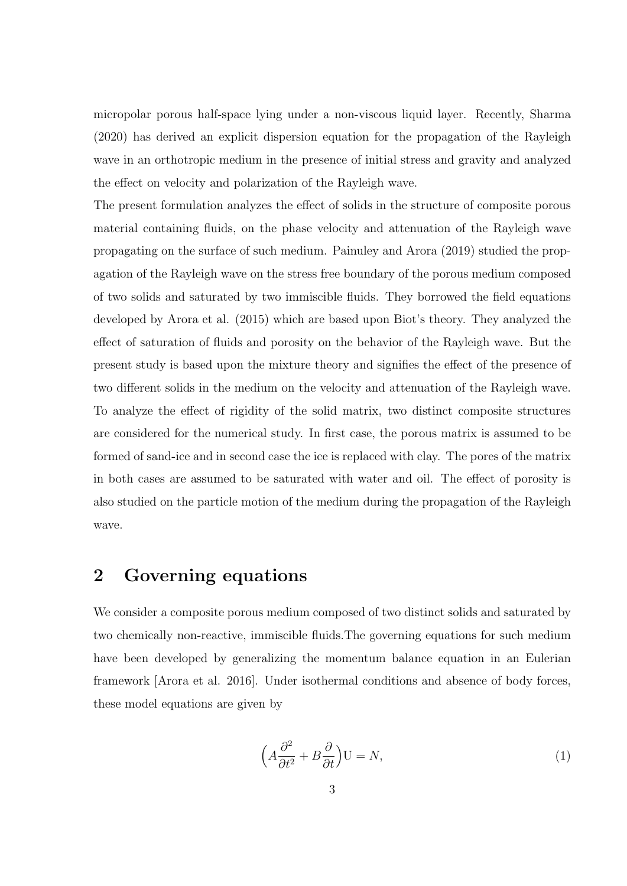micropolar porous half-space lying under a non-viscous liquid layer. Recently, Sharma (2020) has derived an explicit dispersion equation for the propagation of the Rayleigh wave in an orthotropic medium in the presence of initial stress and gravity and analyzed the effect on velocity and polarization of the Rayleigh wave.

The present formulation analyzes the effect of solids in the structure of composite porous material containing fluids, on the phase velocity and attenuation of the Rayleigh wave propagating on the surface of such medium. Painuley and Arora (2019) studied the propagation of the Rayleigh wave on the stress free boundary of the porous medium composed of two solids and saturated by two immiscible fluids. They borrowed the field equations developed by Arora et al. (2015) which are based upon Biot's theory. They analyzed the effect of saturation of fluids and porosity on the behavior of the Rayleigh wave. But the present study is based upon the mixture theory and signifies the effect of the presence of two different solids in the medium on the velocity and attenuation of the Rayleigh wave. To analyze the effect of rigidity of the solid matrix, two distinct composite structures are considered for the numerical study. In first case, the porous matrix is assumed to be formed of sand-ice and in second case the ice is replaced with clay. The pores of the matrix in both cases are assumed to be saturated with water and oil. The effect of porosity is also studied on the particle motion of the medium during the propagation of the Rayleigh wave.

## 2 Governing equations

We consider a composite porous medium composed of two distinct solids and saturated by two chemically non-reactive, immiscible fluids.The governing equations for such medium have been developed by generalizing the momentum balance equation in an Eulerian framework [Arora et al. 2016]. Under isothermal conditions and absence of body forces, these model equations are given by

$$\Big(A\frac{\partial^2}{\partial t^2}+B\frac{\partial}{\partial t}\Big)\mathrm{U}=N, \tag{1}$$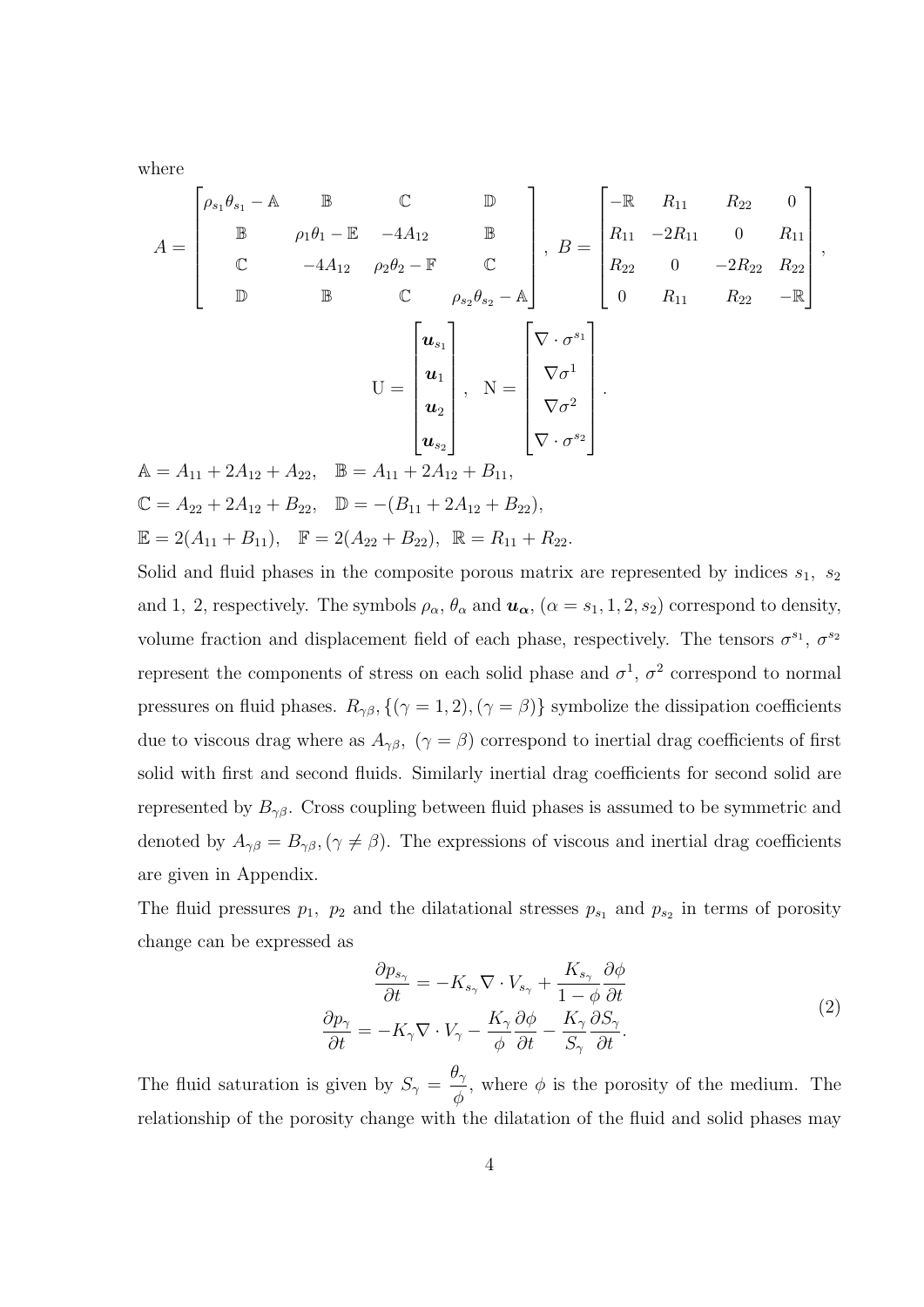where

$$
A = \begin{bmatrix} \rho_{s_1}\theta_{s_1} - \mathbb{A} & \mathbb{B} & \mathbb{C} & \mathbb{D} \\ \mathbb{B} & \rho_1\theta_1 - \mathbb{E} & -4A_{12} & \mathbb{B} \\ \mathbb{C} & -4A_{12} & \rho_2\theta_2 - \mathbb{F} & \mathbb{C} \\ \mathbb{D} & \mathbb{B} & \mathbb{C} & \rho_{s_2}\theta_{s_2} - \mathbb{A} \end{bmatrix}, \quad B = \begin{bmatrix} -\mathbb{R} & R_{11} & R_{22} & 0 \\ R_{11} & -2R_{11} & 0 & R_{11} \\ R_{22} & 0 & -2R_{22} & R_{22} \\ 0 & R_{11} & R_{22} & -\mathbb{R} \end{bmatrix},
$$

$$
\mathrm{U} = \begin{bmatrix} \boldsymbol{u}_{s_1} \\ \boldsymbol{u}_1 \\ \boldsymbol{u}_2 \\ \boldsymbol{u}_{s_2} \end{bmatrix}, \quad \mathrm{N} = \begin{bmatrix} \nabla \cdot \sigma^{s_1} \\ \nabla \sigma^1 \\ \nabla \sigma^2 \\ \nabla \cdot \sigma^{s_2} \end{bmatrix}.
$$

$\mathbb{A} = A_{11} + 2A_{12} + A_{22}, \quad \mathbb{B} = A_{11} + 2A_{12} + B_{11},$

$\mathbb{C} = A_{22} + 2A_{12} + B_{22}, \quad \mathbb{D} = -(B_{11} + 2A_{12} + B_{22}),$

$\mathbb{E} = 2(A_{11} + B_{11}), \quad \mathbb{F} = 2(A_{22} + B_{22}), \quad \mathbb{R} = R_{11} + R_{22}.$

Solid and fluid phases in the composite porous matrix are represented by indices $s_1$, $s_2$ and 1, 2, respectively. The symbols $\rho_\alpha$, $\theta_\alpha$ and $\boldsymbol{u_\alpha}$, $(\alpha = s_1, 1, 2, s_2)$ correspond to density, volume fraction and displacement field of each phase, respectively. The tensors $\sigma^{s_1}$, $\sigma^{s_2}$ represent the components of stress on each solid phase and $\sigma^1$, $\sigma^2$ correspond to normal pressures on fluid phases. $R_{\gamma\beta}, \{(\gamma = 1, 2), (\gamma = \beta)\}$ symbolize the dissipation coefficients due to viscous drag where as $A_{\gamma\beta}$, $(\gamma = \beta)$ correspond to inertial drag coefficients of first solid with first and second fluids. Similarly inertial drag coefficients for second solid are represented by $B_{\gamma\beta}$. Cross coupling between fluid phases is assumed to be symmetric and denoted by $A_{\gamma\beta} = B_{\gamma\beta}, (\gamma \neq \beta)$. The expressions of viscous and inertial drag coefficients are given in Appendix.

The fluid pressures $p_1$, $p_2$ and the dilatational stresses $p_{s_1}$ and $p_{s_2}$ in terms of porosity change can be expressed as

$$
\begin{aligned}
\frac{\partial p_{s_\gamma}}{\partial t} &= -K_{s_\gamma} \nabla \cdot V_{s_\gamma} + \frac{K_{s_\gamma}}{1-\phi} \frac{\partial \phi}{\partial t} \\
\frac{\partial p_\gamma}{\partial t} &= -K_\gamma \nabla \cdot V_\gamma - \frac{K_\gamma}{\phi} \frac{\partial \phi}{\partial t} - \frac{K_\gamma}{S_\gamma} \frac{\partial S_\gamma}{\partial t}.
\end{aligned} \tag{2}
$$

The fluid saturation is given by $S_\gamma = \dfrac{\theta_\gamma}{\phi}$, where $\phi$ is the porosity of the medium. The relationship of the porosity change with the dilatation of the fluid and solid phases may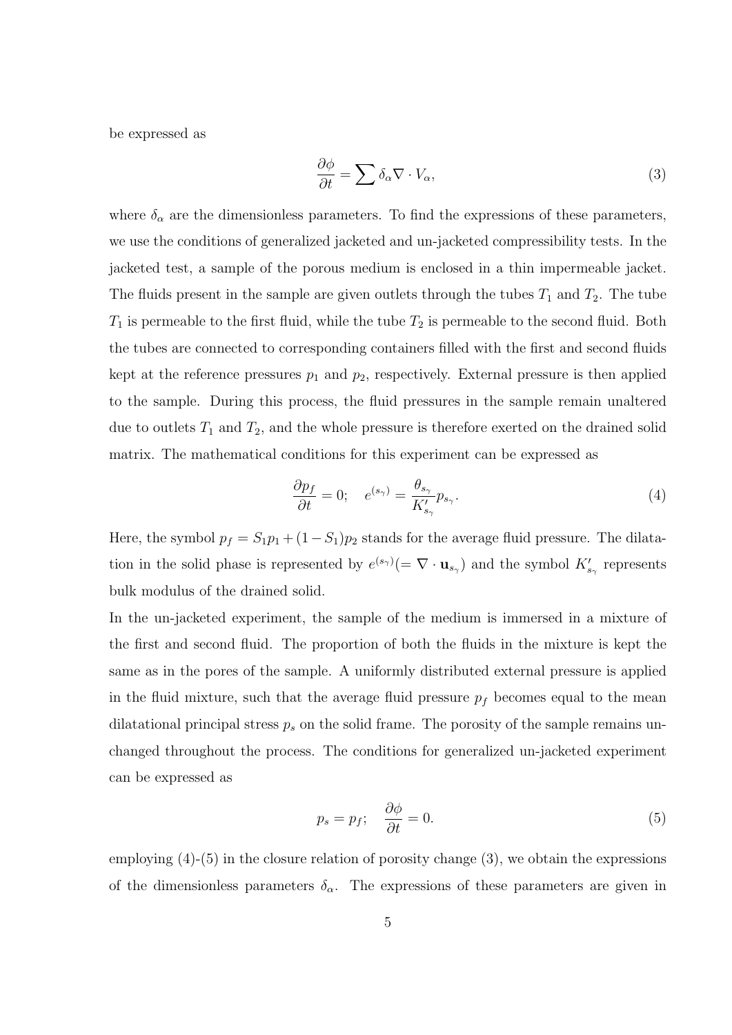be expressed as

$$\frac{\partial \phi}{\partial t} = \sum \delta_\alpha \nabla \cdot V_\alpha, \tag{3}$$

where $\delta_\alpha$ are the dimensionless parameters. To find the expressions of these parameters, we use the conditions of generalized jacketed and un-jacketed compressibility tests. In the jacketed test, a sample of the porous medium is enclosed in a thin impermeable jacket. The fluids present in the sample are given outlets through the tubes $T_1$ and $T_2$. The tube $T_1$ is permeable to the first fluid, while the tube $T_2$ is permeable to the second fluid. Both the tubes are connected to corresponding containers filled with the first and second fluids kept at the reference pressures $p_1$ and $p_2$, respectively. External pressure is then applied to the sample. During this process, the fluid pressures in the sample remain unaltered due to outlets $T_1$ and $T_2$, and the whole pressure is therefore exerted on the drained solid matrix. The mathematical conditions for this experiment can be expressed as

$$\frac{\partial p_f}{\partial t} = 0; \quad e^{(s_\gamma)} = \frac{\theta_{s_\gamma}}{K'_{s_\gamma}} p_{s_\gamma}. \tag{4}$$

Here, the symbol $p_f = S_1 p_1 + (1 - S_1) p_2$ stands for the average fluid pressure. The dilatation in the solid phase is represented by $e^{(s_\gamma)} (= \nabla \cdot \mathbf{u}_{s_\gamma})$ and the symbol $K'_{s_\gamma}$ represents bulk modulus of the drained solid.

In the un-jacketed experiment, the sample of the medium is immersed in a mixture of the first and second fluid. The proportion of both the fluids in the mixture is kept the same as in the pores of the sample. A uniformly distributed external pressure is applied in the fluid mixture, such that the average fluid pressure $p_f$ becomes equal to the mean dilatational principal stress $p_s$ on the solid frame. The porosity of the sample remains unchanged throughout the process. The conditions for generalized un-jacketed experiment can be expressed as

$$p_s = p_f; \quad \frac{\partial \phi}{\partial t} = 0. \tag{5}$$

employing (4)-(5) in the closure relation of porosity change (3), we obtain the expressions of the dimensionless parameters $\delta_\alpha$. The expressions of these parameters are given in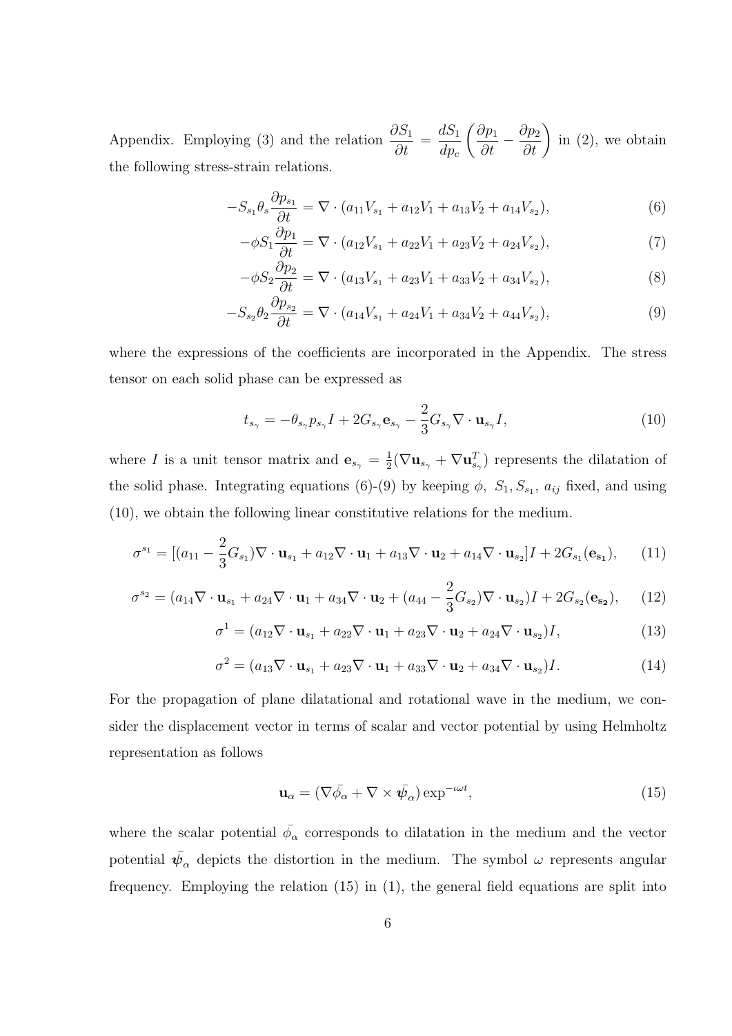Appendix. Employing (3) and the relation $\dfrac{\partial S_1}{\partial t} = \dfrac{dS_1}{dp_c}\left(\dfrac{\partial p_1}{\partial t} - \dfrac{\partial p_2}{\partial t}\right)$ in (2), we obtain the following stress-strain relations.

$$-S_{s_1}\theta_s \frac{\partial p_{s_1}}{\partial t} = \nabla \cdot (a_{11}V_{s_1} + a_{12}V_1 + a_{13}V_2 + a_{14}V_{s_2}), \tag{6}$$

$$-\phi S_1 \frac{\partial p_1}{\partial t} = \nabla \cdot (a_{12}V_{s_1} + a_{22}V_1 + a_{23}V_2 + a_{24}V_{s_2}), \tag{7}$$

$$-\phi S_2 \frac{\partial p_2}{\partial t} = \nabla \cdot (a_{13}V_{s_1} + a_{23}V_1 + a_{33}V_2 + a_{34}V_{s_2}), \tag{8}$$

$$-S_{s_2}\theta_2 \frac{\partial p_{s_2}}{\partial t} = \nabla \cdot (a_{14}V_{s_1} + a_{24}V_1 + a_{34}V_2 + a_{44}V_{s_2}), \tag{9}$$

where the expressions of the coefficients are incorporated in the Appendix. The stress tensor on each solid phase can be expressed as

$$t_{s_\gamma} = -\theta_{s_\gamma} p_{s_\gamma} I + 2G_{s_\gamma}\mathbf{e}_{s_\gamma} - \frac{2}{3}G_{s_\gamma}\nabla \cdot \mathbf{u}_{s_\gamma} I, \tag{10}$$

where $I$ is a unit tensor matrix and $\mathbf{e}_{s_\gamma} = \frac{1}{2}(\nabla \mathbf{u}_{s_\gamma} + \nabla \mathbf{u}_{s_\gamma}^T)$ represents the dilatation of the solid phase. Integrating equations (6)-(9) by keeping $\phi,\ S_1, S_{s_1},\ a_{ij}$ fixed, and using (10), we obtain the following linear constitutive relations for the medium.

$$\sigma^{s_1} = [(a_{11} - \frac{2}{3}G_{s_1})\nabla \cdot \mathbf{u}_{s_1} + a_{12}\nabla \cdot \mathbf{u}_1 + a_{13}\nabla \cdot \mathbf{u}_2 + a_{14}\nabla \cdot \mathbf{u}_{s_2}]I + 2G_{s_1}(\mathbf{e}_{\mathbf{s_1}}), \tag{11}$$

$$\sigma^{s_2} = (a_{14}\nabla \cdot \mathbf{u}_{s_1} + a_{24}\nabla \cdot \mathbf{u}_1 + a_{34}\nabla \cdot \mathbf{u}_2 + (a_{44} - \frac{2}{3}G_{s_2})\nabla \cdot \mathbf{u}_{s_2})I + 2G_{s_2}(\mathbf{e}_{\mathbf{s_2}}), \tag{12}$$

$$\sigma^1 = (a_{12}\nabla \cdot \mathbf{u}_{s_1} + a_{22}\nabla \cdot \mathbf{u}_1 + a_{23}\nabla \cdot \mathbf{u}_2 + a_{24}\nabla \cdot \mathbf{u}_{s_2})I, \tag{13}$$

$$\sigma^2 = (a_{13}\nabla \cdot \mathbf{u}_{s_1} + a_{23}\nabla \cdot \mathbf{u}_1 + a_{33}\nabla \cdot \mathbf{u}_2 + a_{34}\nabla \cdot \mathbf{u}_{s_2})I. \tag{14}$$

For the propagation of plane dilatational and rotational wave in the medium, we consider the displacement vector in terms of scalar and vector potential by using Helmholtz representation as follows

$$\mathbf{u}_\alpha = (\nabla \bar{\phi}_\alpha + \nabla \times \bar{\boldsymbol{\psi}}_\alpha)\exp^{-\iota\omega t}, \tag{15}$$

where the scalar potential $\bar{\phi}_\alpha$ corresponds to dilatation in the medium and the vector potential $\bar{\boldsymbol{\psi}}_\alpha$ depicts the distortion in the medium. The symbol $\omega$ represents angular frequency. Employing the relation (15) in (1), the general field equations are split into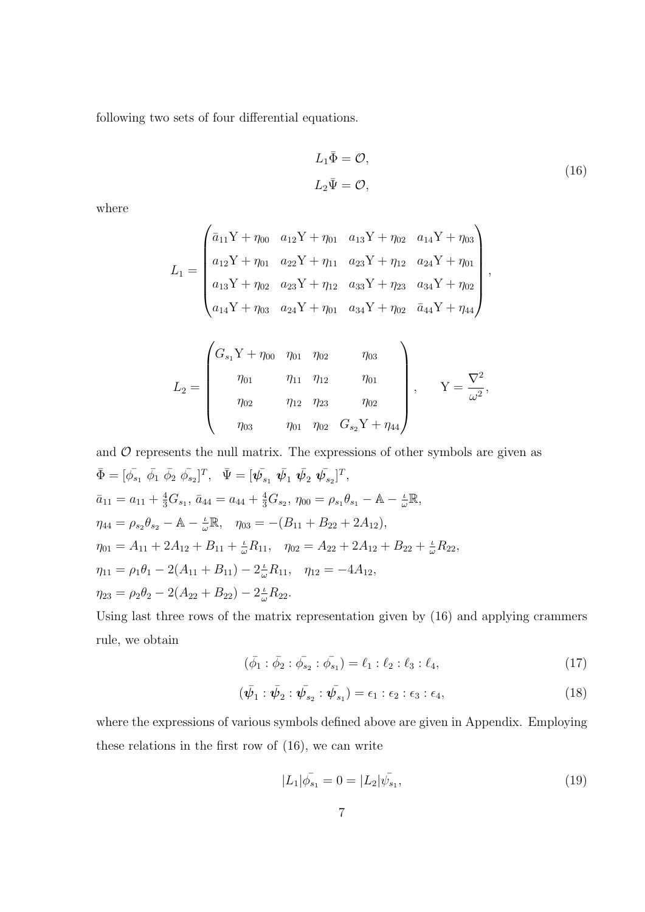following two sets of four differential equations.

$$
\begin{aligned}
L_1 \bar{\Phi} &= \mathcal{O}, \\
L_2 \bar{\Psi} &= \mathcal{O},
\end{aligned}
\tag{16}
$$

where

$$
L_1 = \begin{pmatrix}
\bar{a}_{11}\Upsilon + \eta_{00} & a_{12}\Upsilon + \eta_{01} & a_{13}\Upsilon + \eta_{02} & a_{14}\Upsilon + \eta_{03} \\
a_{12}\Upsilon + \eta_{01} & a_{22}\Upsilon + \eta_{11} & a_{23}\Upsilon + \eta_{12} & a_{24}\Upsilon + \eta_{01} \\
a_{13}\Upsilon + \eta_{02} & a_{23}\Upsilon + \eta_{12} & a_{33}\Upsilon + \eta_{23} & a_{34}\Upsilon + \eta_{02} \\
a_{14}\Upsilon + \eta_{03} & a_{24}\Upsilon + \eta_{01} & a_{34}\Upsilon + \eta_{02} & \bar{a}_{44}\Upsilon + \eta_{44}
\end{pmatrix},
$$

$$
L_2 = \begin{pmatrix}
G_{s_1}\Upsilon + \eta_{00} & \eta_{01} & \eta_{02} & \eta_{03} \\
\eta_{01} & \eta_{11} & \eta_{12} & \eta_{01} \\
\eta_{02} & \eta_{12} & \eta_{23} & \eta_{02} \\
\eta_{03} & \eta_{01} & \eta_{02} & G_{s_2}\Upsilon + \eta_{44}
\end{pmatrix}, \qquad \Upsilon = \frac{\nabla^2}{\omega^2},
$$

and $\mathcal{O}$ represents the null matrix. The expressions of other symbols are given as

$\bar{\Phi} = [\bar{\phi_{s_1}}\ \bar{\phi}_1\ \bar{\phi}_2\ \bar{\phi_{s_2}}]^T, \quad \bar{\Psi} = [\bar{\boldsymbol{\psi}_{s_1}}\ \bar{\boldsymbol{\psi}}_1\ \bar{\boldsymbol{\psi}}_2\ \bar{\boldsymbol{\psi}_{s_2}}]^T,$

$\bar{a}_{11} = a_{11} + \frac{4}{3}G_{s_1}$, $\bar{a}_{44} = a_{44} + \frac{4}{3}G_{s_2}$, $\eta_{00} = \rho_{s_1}\theta_{s_1} - \mathbb{A} - \frac{\iota}{\omega}\mathbb{R}$,

$\eta_{44} = \rho_{s_2}\theta_{s_2} - \mathbb{A} - \frac{\iota}{\omega}\mathbb{R}, \quad \eta_{03} = -(B_{11} + B_{22} + 2A_{12}),$

$\eta_{01} = A_{11} + 2A_{12} + B_{11} + \frac{\iota}{\omega}R_{11}, \quad \eta_{02} = A_{22} + 2A_{12} + B_{22} + \frac{\iota}{\omega}R_{22},$

$\eta_{11} = \rho_1\theta_1 - 2(A_{11} + B_{11}) - 2\frac{\iota}{\omega}R_{11}, \quad \eta_{12} = -4A_{12},$

$\eta_{23} = \rho_2\theta_2 - 2(A_{22} + B_{22}) - 2\frac{\iota}{\omega}R_{22}.$

Using last three rows of the matrix representation given by (16) and applying crammers rule, we obtain

$$
(\bar{\phi_1} : \bar{\phi_2} : \bar{\phi_{s_2}} : \bar{\phi_{s_1}}) = \ell_1 : \ell_2 : \ell_3 : \ell_4, \tag{17}
$$

$$
(\bar{\boldsymbol{\psi}}_1 : \bar{\boldsymbol{\psi}}_2 : \bar{\boldsymbol{\psi}_{s_2}} : \bar{\boldsymbol{\psi}_{s_1}}) = \epsilon_1 : \epsilon_2 : \epsilon_3 : \epsilon_4, \tag{18}
$$

where the expressions of various symbols defined above are given in Appendix. Employing these relations in the first row of (16), we can write

$$
|L_1|\bar{\phi_{s_1}} = 0 = |L_2|\bar{\psi_{s_1}}, \tag{19}
$$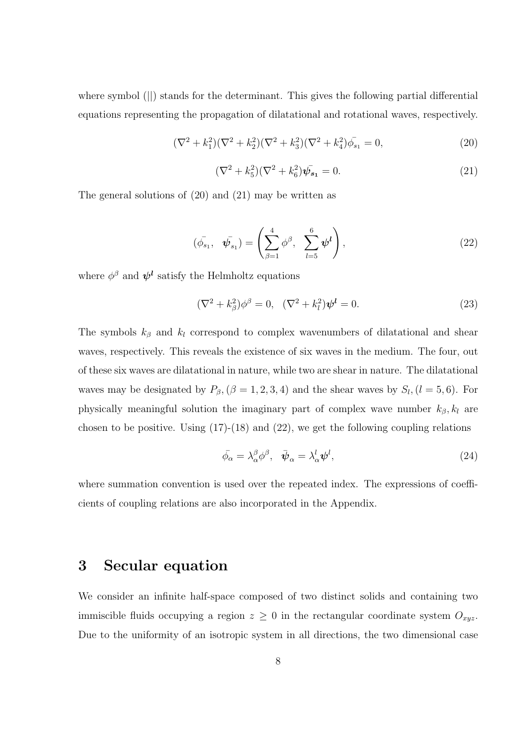where symbol (||) stands for the determinant. This gives the following partial differential equations representing the propagation of dilatational and rotational waves, respectively.

$$(\nabla^2 + k_1^2)(\nabla^2 + k_2^2)(\nabla^2 + k_3^2)(\nabla^2 + k_4^2)\bar{\phi_{s_1}} = 0, \tag{20}$$

$$(\nabla^2 + k_5^2)(\nabla^2 + k_6^2)\bar{\boldsymbol{\psi}_{s_1}} = 0. \tag{21}$$

The general solutions of (20) and (21) may be written as

$$(\bar{\phi_{s_1}}, \ \ \bar{\boldsymbol{\psi}_{s_1}}) = \left( \sum_{\beta=1}^{4} \phi^{\beta}, \ \ \sum_{l=5}^{6} \boldsymbol{\psi}^{\boldsymbol{l}} \right), \tag{22}$$

where $\phi^{\beta}$ and $\boldsymbol{\psi}^{\boldsymbol{l}}$ satisfy the Helmholtz equations

$$(\nabla^2 + k_\beta^2)\phi^{\beta} = 0, \ \ (\nabla^2 + k_l^2)\boldsymbol{\psi}^{\boldsymbol{l}} = 0. \tag{23}$$

The symbols $k_\beta$ and $k_l$ correspond to complex wavenumbers of dilatational and shear waves, respectively. This reveals the existence of six waves in the medium. The four, out of these six waves are dilatational in nature, while two are shear in nature. The dilatational waves may be designated by $P_\beta, (\beta = 1, 2, 3, 4)$ and the shear waves by $S_l, (l = 5, 6)$. For physically meaningful solution the imaginary part of complex wave number $k_\beta, k_l$ are chosen to be positive. Using (17)-(18) and (22), we get the following coupling relations

$$\bar{\phi_\alpha} = \lambda_\alpha^\beta \phi^\beta, \ \ \bar{\boldsymbol{\psi}}_\alpha = \lambda_\alpha^l \boldsymbol{\psi}^l, \tag{24}$$

where summation convention is used over the repeated index. The expressions of coefficients of coupling relations are also incorporated in the Appendix.

## 3 Secular equation

We consider an infinite half-space composed of two distinct solids and containing two immiscible fluids occupying a region $z \geq 0$ in the rectangular coordinate system $O_{xyz}$. Due to the uniformity of an isotropic system in all directions, the two dimensional case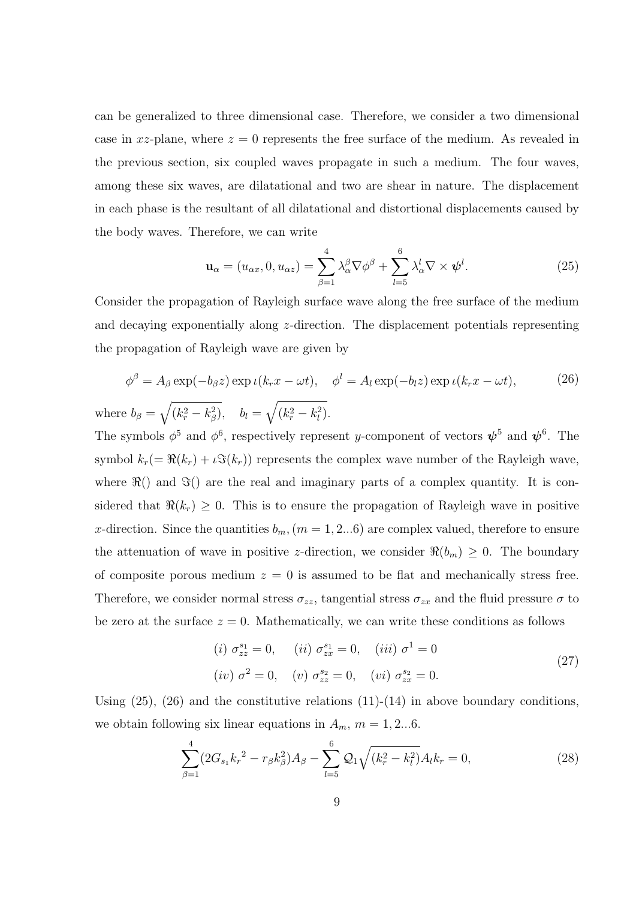can be generalized to three dimensional case. Therefore, we consider a two dimensional case in $xz$-plane, where $z = 0$ represents the free surface of the medium. As revealed in the previous section, six coupled waves propagate in such a medium. The four waves, among these six waves, are dilatational and two are shear in nature. The displacement in each phase is the resultant of all dilatational and distortional displacements caused by the body waves. Therefore, we can write

$$\mathbf{u}_\alpha = (u_{\alpha x}, 0, u_{\alpha z}) = \sum_{\beta=1}^{4} \lambda_\alpha^\beta \nabla \phi^\beta + \sum_{l=5}^{6} \lambda_\alpha^l \nabla \times \boldsymbol{\psi}^l. \tag{25}$$

Consider the propagation of Rayleigh surface wave along the free surface of the medium and decaying exponentially along $z$-direction. The displacement potentials representing the propagation of Rayleigh wave are given by

$$\phi^\beta = A_\beta \exp(-b_\beta z) \exp \iota(k_r x - \omega t), \quad \phi^l = A_l \exp(-b_l z) \exp \iota(k_r x - \omega t), \tag{26}$$

where $b_\beta = \sqrt{(k_r^2 - k_\beta^2)}, \quad b_l = \sqrt{(k_r^2 - k_l^2)}$.

The symbols $\phi^5$ and $\phi^6$, respectively represent $y$-component of vectors $\boldsymbol{\psi}^5$ and $\boldsymbol{\psi}^6$. The symbol $k_r (= \Re(k_r) + \iota \Im(k_r))$ represents the complex wave number of the Rayleigh wave, where $\Re()$ and $\Im()$ are the real and imaginary parts of a complex quantity. It is considered that $\Re(k_r) \geq 0$. This is to ensure the propagation of Rayleigh wave in positive $x$-direction. Since the quantities $b_m, (m = 1, 2...6)$ are complex valued, therefore to ensure the attenuation of wave in positive $z$-direction, we consider $\Re(b_m) \geq 0$. The boundary of composite porous medium $z = 0$ is assumed to be flat and mechanically stress free. Therefore, we consider normal stress $\sigma_{zz}$, tangential stress $\sigma_{zx}$ and the fluid pressure $\sigma$ to be zero at the surface $z = 0$. Mathematically, we can write these conditions as follows

$$\begin{aligned} &(i)\ \sigma_{zz}^{s_1} = 0, \quad (ii)\ \sigma_{zx}^{s_1} = 0, \quad (iii)\ \sigma^1 = 0 \\ &(iv)\ \sigma^2 = 0, \quad (v)\ \sigma_{zz}^{s_2} = 0, \quad (vi)\ \sigma_{zx}^{s_2} = 0. \end{aligned} \tag{27}$$

Using (25), (26) and the constitutive relations (11)-(14) in above boundary conditions, we obtain following six linear equations in $A_m$, $m = 1, 2...6$.

$$\sum_{\beta=1}^{4} (2G_{s_1} {k_r}^2 - r_\beta k_\beta^2) A_\beta - \sum_{l=5}^{6} \mathcal{Q}_1 \sqrt{(k_r^2 - k_l^2)} A_l k_r = 0, \tag{28}$$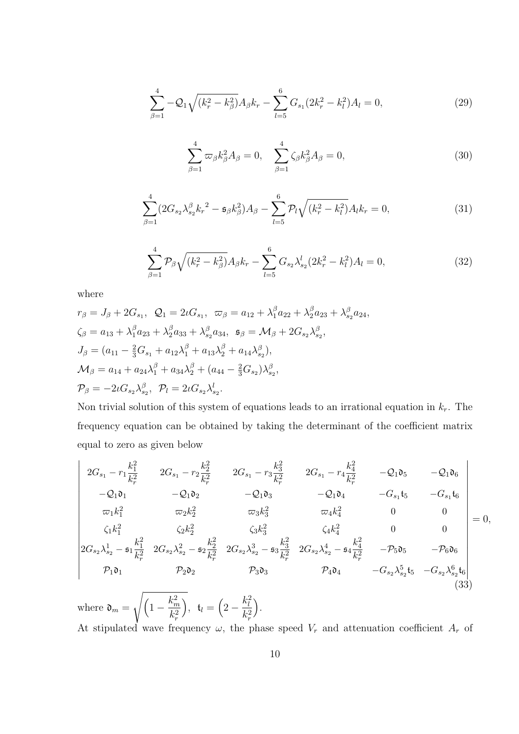$$\sum_{\beta=1}^{4} -\mathcal{Q}_1\sqrt{(k_r^2 - k_\beta^2)}A_\beta k_r - \sum_{l=5}^{6} G_{s_1}(2k_r^2 - k_l^2)A_l = 0, \tag{29}$$

$$\sum_{\beta=1}^{4} \varpi_\beta k_\beta^2 A_\beta = 0, \quad \sum_{\beta=1}^{4} \zeta_\beta k_\beta^2 A_\beta = 0, \tag{30}$$

$$\sum_{\beta=1}^{4}(2G_{s_2}\lambda_{s_2}^\beta {k_r}^2 - \mathfrak{s}_\beta k_\beta^2)A_\beta - \sum_{l=5}^{6} \mathcal{P}_l\sqrt{(k_r^2 - k_l^2)}A_l k_r = 0, \tag{31}$$

$$\sum_{\beta=1}^{4} \mathcal{P}_\beta\sqrt{(k_r^2 - k_\beta^2)}A_\beta k_r - \sum_{l=5}^{6} G_{s_2}\lambda_{s_2}^l(2k_r^2 - k_l^2)A_l = 0, \tag{32}$$

where

$r_\beta = J_\beta + 2G_{s_1}$, $\mathcal{Q}_1 = 2\iota G_{s_1}$, $\varpi_\beta = a_{12} + \lambda_1^\beta a_{22} + \lambda_2^\beta a_{23} + \lambda_{s_2}^\beta a_{24}$,

$\zeta_\beta = a_{13} + \lambda_1^\beta a_{23} + \lambda_2^\beta a_{33} + \lambda_{s_2}^\beta a_{34}$, $\mathfrak{s}_\beta = \mathcal{M}_\beta + 2G_{s_2}\lambda_{s_2}^\beta$,

$J_\beta = (a_{11} - \frac{2}{3}G_{s_1} + a_{12}\lambda_1^\beta + a_{13}\lambda_2^\beta + a_{14}\lambda_{s_2}^\beta)$,

$\mathcal{M}_\beta = a_{14} + a_{24}\lambda_1^\beta + a_{34}\lambda_2^\beta + (a_{44} - \frac{2}{3}G_{s_2})\lambda_{s_2}^\beta$,

$\mathcal{P}_\beta = -2\iota G_{s_2}\lambda_{s_2}^\beta$, $\mathcal{P}_l = 2\iota G_{s_2}\lambda_{s_2}^l$.

Non trivial solution of this system of equations leads to an irrational equation in $k_r$. The frequency equation can be obtained by taking the determinant of the coefficient matrix equal to zero as given below

$$\begin{vmatrix}
2G_{s_1} - r_1\dfrac{k_1^2}{k_r^2} & 2G_{s_1} - r_2\dfrac{k_2^2}{k_r^2} & 2G_{s_1} - r_3\dfrac{k_3^2}{k_r^2} & 2G_{s_1} - r_4\dfrac{k_4^2}{k_r^2} & -\mathcal{Q}_1\mathfrak{d}_5 & -\mathcal{Q}_1\mathfrak{d}_6 \\
-\mathcal{Q}_1\mathfrak{d}_1 & -\mathcal{Q}_1\mathfrak{d}_2 & -\mathcal{Q}_1\mathfrak{d}_3 & -\mathcal{Q}_1\mathfrak{d}_4 & -G_{s_1}\mathfrak{t}_5 & -G_{s_1}\mathfrak{t}_6 \\
\varpi_1 k_1^2 & \varpi_2 k_2^2 & \varpi_3 k_3^2 & \varpi_4 k_4^2 & 0 & 0 \\
\zeta_1 k_1^2 & \zeta_2 k_2^2 & \zeta_3 k_3^2 & \zeta_4 k_4^2 & 0 & 0 \\
2G_{s_2}\lambda_{s_2}^1 - \mathfrak{s}_1\dfrac{k_1^2}{k_r^2} & 2G_{s_2}\lambda_{s_2}^2 - \mathfrak{s}_2\dfrac{k_2^2}{k_r^2} & 2G_{s_2}\lambda_{s_2}^3 - \mathfrak{s}_3\dfrac{k_3^2}{k_r^2} & 2G_{s_2}\lambda_{s_2}^4 - \mathfrak{s}_4\dfrac{k_4^2}{k_r^2} & -\mathcal{P}_5\mathfrak{d}_5 & -\mathcal{P}_6\mathfrak{d}_6 \\
\mathcal{P}_1\mathfrak{d}_1 & \mathcal{P}_2\mathfrak{d}_2 & \mathcal{P}_3\mathfrak{d}_3 & \mathcal{P}_4\mathfrak{d}_4 & -G_{s_2}\lambda_{s_2}^5\mathfrak{t}_5 & -G_{s_2}\lambda_{s_2}^6\mathfrak{t}_6
\end{vmatrix} = 0, \tag{33}$$

where $\mathfrak{d}_m = \sqrt{\Big(1 - \dfrac{k_m^2}{k_r^2}\Big)}$, $\mathfrak{t}_l = \Big(2 - \dfrac{k_l^2}{k_r^2}\Big)$.

At stipulated wave frequency $\omega$, the phase speed $V_r$ and attenuation coefficient $A_r$ of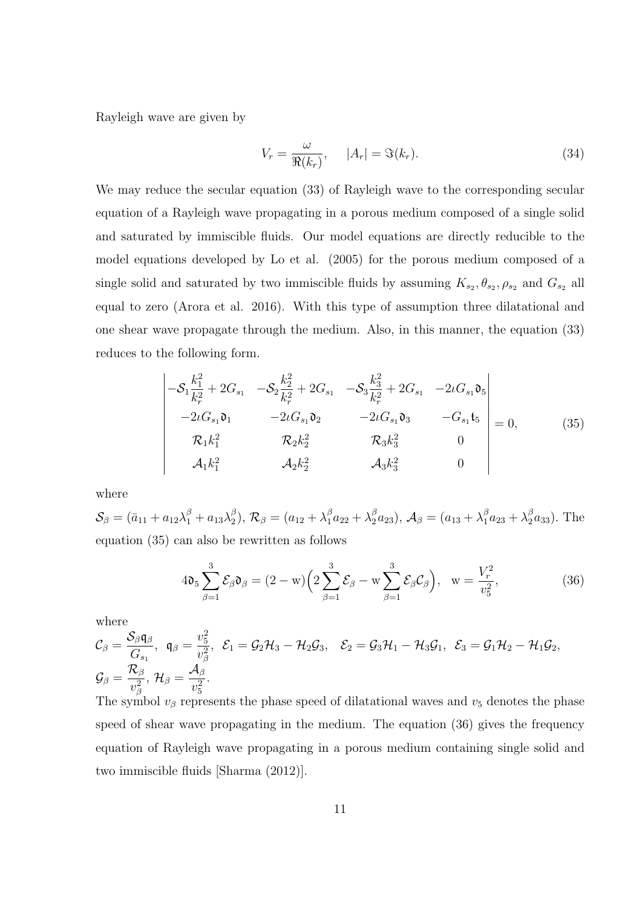Rayleigh wave are given by

$$V_r = \frac{\omega}{\Re(k_r)}, \quad |A_r| = \Im(k_r). \tag{34}$$

We may reduce the secular equation (33) of Rayleigh wave to the corresponding secular equation of a Rayleigh wave propagating in a porous medium composed of a single solid and saturated by immiscible fluids. Our model equations are directly reducible to the model equations developed by Lo et al. (2005) for the porous medium composed of a single solid and saturated by two immiscible fluids by assuming $K_{s_2}, \theta_{s_2}, \rho_{s_2}$ and $G_{s_2}$ all equal to zero (Arora et al. 2016). With this type of assumption three dilatational and one shear wave propagate through the medium. Also, in this manner, the equation (33) reduces to the following form.

$$\begin{vmatrix} -\mathcal{S}_1 \dfrac{k_1^2}{k_r^2} + 2G_{s_1} & -\mathcal{S}_2 \dfrac{k_2^2}{k_r^2} + 2G_{s_1} & -\mathcal{S}_3 \dfrac{k_3^2}{k_r^2} + 2G_{s_1} & -2\iota G_{s_1} \mathfrak{d}_5 \\ -2\iota G_{s_1} \mathfrak{d}_1 & -2\iota G_{s_1} \mathfrak{d}_2 & -2\iota G_{s_1} \mathfrak{d}_3 & -G_{s_1} \mathfrak{t}_5 \\ \mathcal{R}_1 k_1^2 & \mathcal{R}_2 k_2^2 & \mathcal{R}_3 k_3^2 & 0 \\ \mathcal{A}_1 k_1^2 & \mathcal{A}_2 k_2^2 & \mathcal{A}_3 k_3^2 & 0 \end{vmatrix} = 0, \tag{35}$$

where

$\mathcal{S}_\beta = (\bar{a}_{11} + a_{12}\lambda_1^\beta + a_{13}\lambda_2^\beta)$, $\mathcal{R}_\beta = (a_{12} + \lambda_1^\beta a_{22} + \lambda_2^\beta a_{23})$, $\mathcal{A}_\beta = (a_{13} + \lambda_1^\beta a_{23} + \lambda_2^\beta a_{33})$. The equation (35) can also be rewritten as follows

$$4\mathfrak{d}_5 \sum_{\beta=1}^{3} \mathcal{E}_\beta \mathfrak{d}_\beta = (2 - \mathrm{w})\Big(2\sum_{\beta=1}^{3} \mathcal{E}_\beta - \mathrm{w}\sum_{\beta=1}^{3} \mathcal{E}_\beta \mathcal{C}_\beta\Big), \quad \mathrm{w} = \frac{V_r^2}{v_5^2}, \tag{36}$$

where

$\mathcal{C}_\beta = \dfrac{\mathcal{S}_\beta \mathfrak{q}_\beta}{G_{s_1}}$, $\mathfrak{q}_\beta = \dfrac{v_5^2}{v_\beta^2}$, $\mathcal{E}_1 = \mathcal{G}_2\mathcal{H}_3 - \mathcal{H}_2\mathcal{G}_3$, $\mathcal{E}_2 = \mathcal{G}_3\mathcal{H}_1 - \mathcal{H}_3\mathcal{G}_1$, $\mathcal{E}_3 = \mathcal{G}_1\mathcal{H}_2 - \mathcal{H}_1\mathcal{G}_2$, $\mathcal{G}_\beta = \dfrac{\mathcal{R}_\beta}{v_\beta^2}$, $\mathcal{H}_\beta = \dfrac{\mathcal{A}_\beta}{v_5^2}$.

The symbol $v_\beta$ represents the phase speed of dilatational waves and $v_5$ denotes the phase speed of shear wave propagating in the medium. The equation (36) gives the frequency equation of Rayleigh wave propagating in a porous medium containing single solid and two immiscible fluids [Sharma (2012)].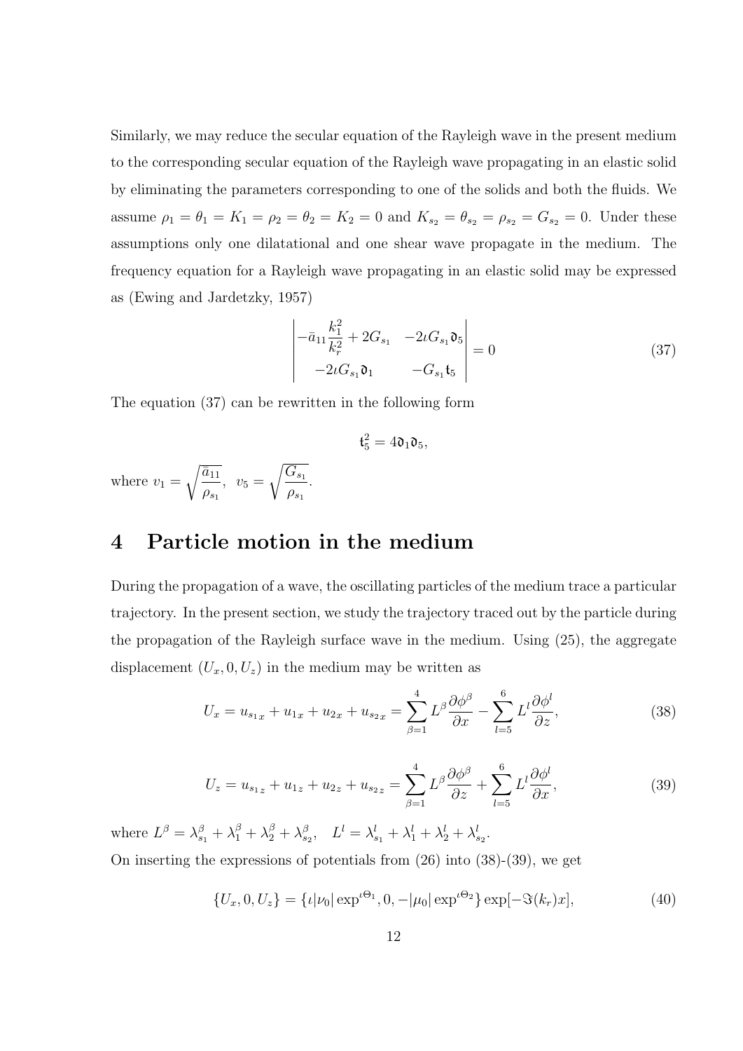Similarly, we may reduce the secular equation of the Rayleigh wave in the present medium to the corresponding secular equation of the Rayleigh wave propagating in an elastic solid by eliminating the parameters corresponding to one of the solids and both the fluids. We assume $\rho_1 = \theta_1 = K_1 = \rho_2 = \theta_2 = K_2 = 0$ and $K_{s_2} = \theta_{s_2} = \rho_{s_2} = G_{s_2} = 0$. Under these assumptions only one dilatational and one shear wave propagate in the medium. The frequency equation for a Rayleigh wave propagating in an elastic solid may be expressed as (Ewing and Jardetzky, 1957)

$$\begin{vmatrix} -\bar{a}_{11}\dfrac{k_1^2}{k_r^2} + 2G_{s_1} & -2\iota G_{s_1}\mathfrak{d}_5 \\ -2\iota G_{s_1}\mathfrak{d}_1 & -G_{s_1}\mathfrak{t}_5 \end{vmatrix} = 0 \tag{37}$$

The equation (37) can be rewritten in the following form

$$\mathfrak{t}_5^2 = 4\mathfrak{d}_1\mathfrak{d}_5,$$

where $v_1 = \sqrt{\dfrac{\bar{a}_{11}}{\rho_{s_1}}}$, $v_5 = \sqrt{\dfrac{G_{s_1}}{\rho_{s_1}}}$.

# 4 Particle motion in the medium

During the propagation of a wave, the oscillating particles of the medium trace a particular trajectory. In the present section, we study the trajectory traced out by the particle during the propagation of the Rayleigh surface wave in the medium. Using (25), the aggregate displacement $(U_x, 0, U_z)$ in the medium may be written as

$$U_x = u_{s_1x} + u_{1x} + u_{2x} + u_{s_2x} = \sum_{\beta=1}^{4} L^\beta \frac{\partial \phi^\beta}{\partial x} - \sum_{l=5}^{6} L^l \frac{\partial \phi^l}{\partial z}, \tag{38}$$

$$U_z = u_{s_1z} + u_{1z} + u_{2z} + u_{s_2z} = \sum_{\beta=1}^{4} L^\beta \frac{\partial \phi^\beta}{\partial z} + \sum_{l=5}^{6} L^l \frac{\partial \phi^l}{\partial x}, \tag{39}$$

where $L^\beta = \lambda_{s_1}^\beta + \lambda_1^\beta + \lambda_2^\beta + \lambda_{s_2}^\beta$, $\quad L^l = \lambda_{s_1}^l + \lambda_1^l + \lambda_2^l + \lambda_{s_2}^l$.

On inserting the expressions of potentials from (26) into (38)-(39), we get

$$\{U_x, 0, U_z\} = \{\iota|\nu_0| \exp^{\iota\Theta_1}, 0, -|\mu_0| \exp^{\iota\Theta_2}\} \exp[-\Im(k_r)x], \tag{40}$$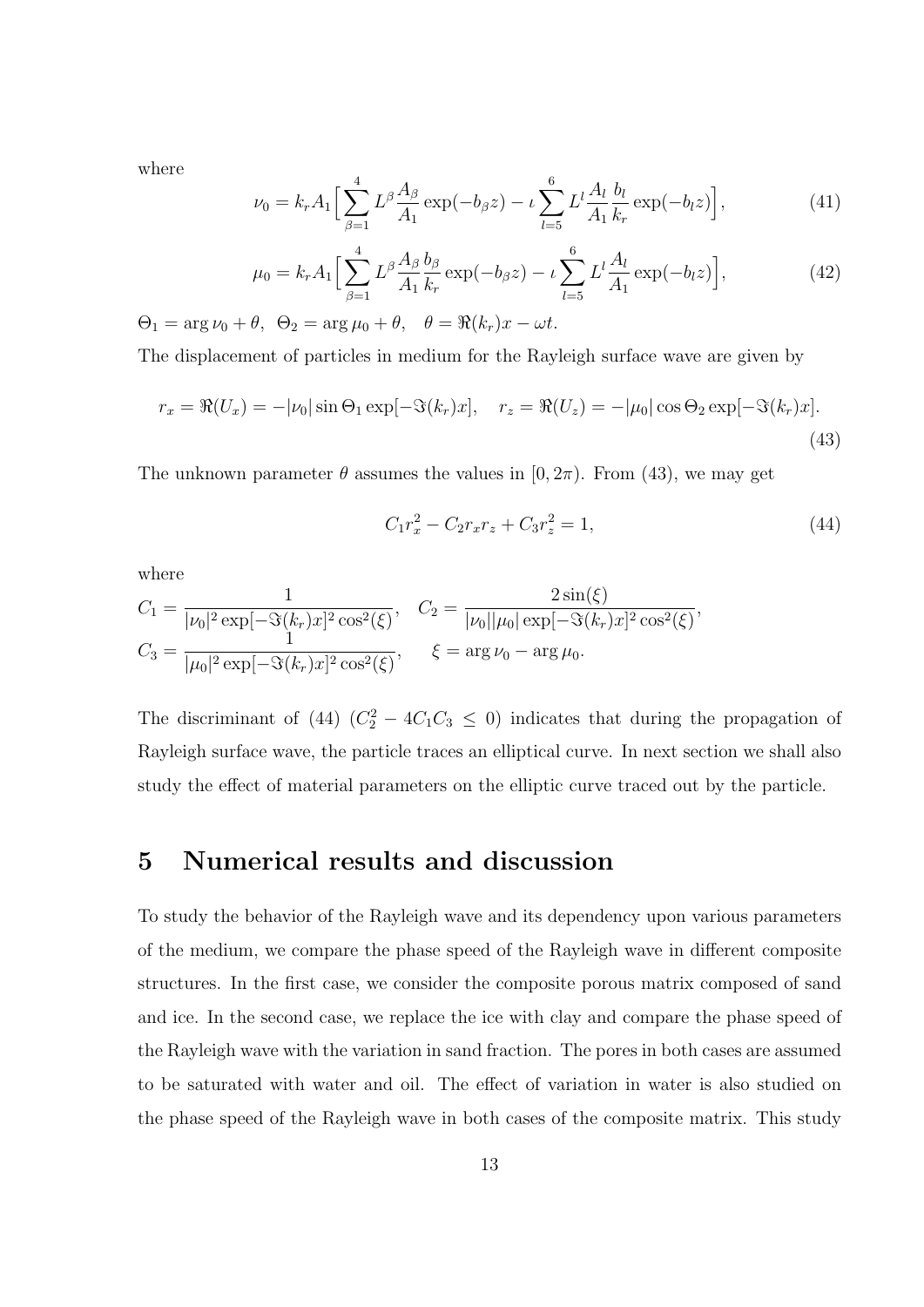where

$$\nu_0 = k_r A_1 \Big[ \sum_{\beta=1}^{4} L^{\beta} \frac{A_\beta}{A_1} \exp(-b_\beta z) - \iota \sum_{l=5}^{6} L^{l} \frac{A_l}{A_1} \frac{b_l}{k_r} \exp(-b_l z) \Big], \tag{41}$$

$$\mu_0 = k_r A_1 \Big[ \sum_{\beta=1}^{4} L^{\beta} \frac{A_\beta}{A_1} \frac{b_\beta}{k_r} \exp(-b_\beta z) - \iota \sum_{l=5}^{6} L^{l} \frac{A_l}{A_1} \exp(-b_l z) \Big], \tag{42}$$

$\Theta_1 = \arg \nu_0 + \theta$, $\Theta_2 = \arg \mu_0 + \theta$, $\theta = \Re(k_r)x - \omega t$.

The displacement of particles in medium for the Rayleigh surface wave are given by

$$r_x = \Re(U_x) = -|\nu_0| \sin \Theta_1 \exp[-\Im(k_r)x], \quad r_z = \Re(U_z) = -|\mu_0| \cos \Theta_2 \exp[-\Im(k_r)x]. \tag{43}$$

The unknown parameter $\theta$ assumes the values in $[0, 2\pi)$. From (43), we may get

$$C_1 r_x^2 - C_2 r_x r_z + C_3 r_z^2 = 1, \tag{44}$$

where

$$C_1 = \frac{1}{|\nu_0|^2 \exp[-\Im(k_r)x]^2 \cos^2(\xi)}, \quad C_2 = \frac{2\sin(\xi)}{|\nu_0||\mu_0| \exp[-\Im(k_r)x]^2 \cos^2(\xi)},$$
$$C_3 = \frac{1}{|\mu_0|^2 \exp[-\Im(k_r)x]^2 \cos^2(\xi)}, \quad \xi = \arg \nu_0 - \arg \mu_0.$$

The discriminant of (44) ($C_2^2 - 4C_1C_3 \leq 0$) indicates that during the propagation of Rayleigh surface wave, the particle traces an elliptical curve. In next section we shall also study the effect of material parameters on the elliptic curve traced out by the particle.

# 5 Numerical results and discussion

To study the behavior of the Rayleigh wave and its dependency upon various parameters of the medium, we compare the phase speed of the Rayleigh wave in different composite structures. In the first case, we consider the composite porous matrix composed of sand and ice. In the second case, we replace the ice with clay and compare the phase speed of the Rayleigh wave with the variation in sand fraction. The pores in both cases are assumed to be saturated with water and oil. The effect of variation in water is also studied on the phase speed of the Rayleigh wave in both cases of the composite matrix. This study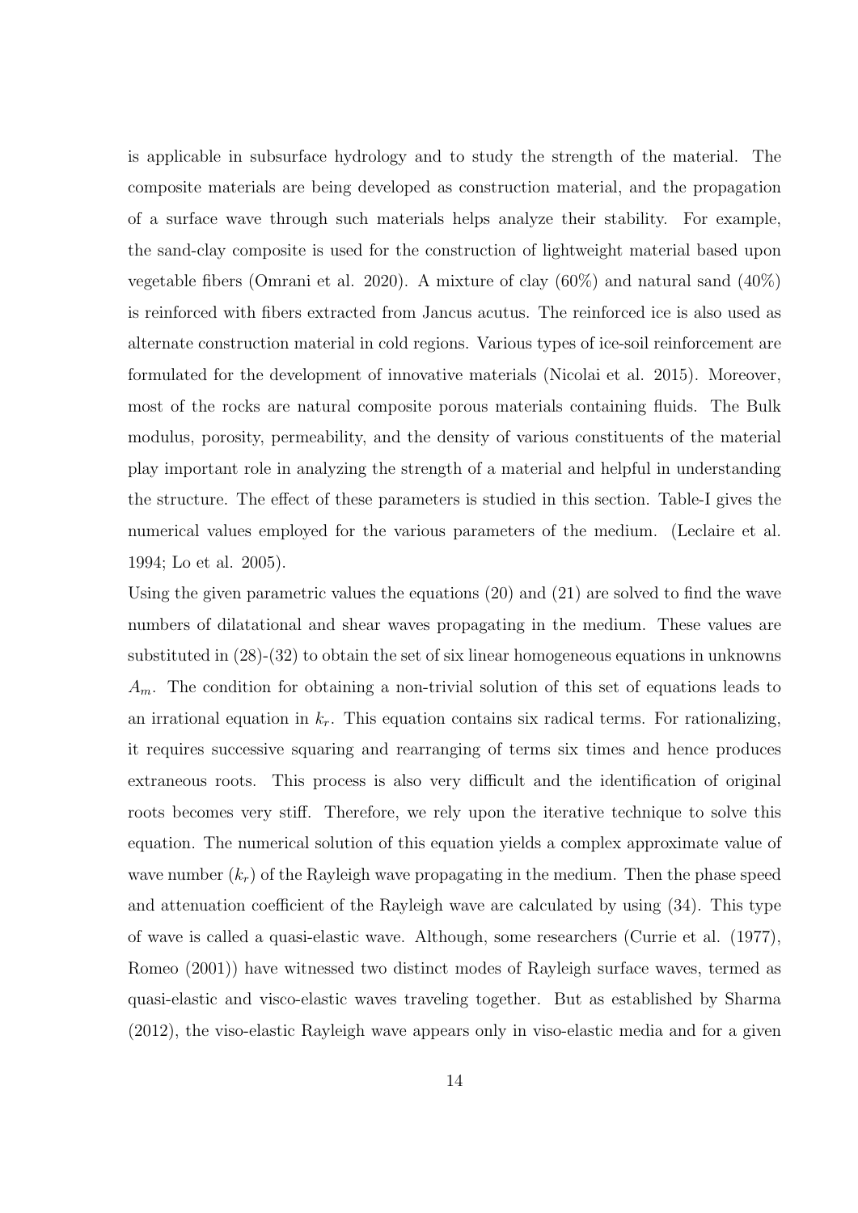is applicable in subsurface hydrology and to study the strength of the material. The composite materials are being developed as construction material, and the propagation of a surface wave through such materials helps analyze their stability. For example, the sand-clay composite is used for the construction of lightweight material based upon vegetable fibers (Omrani et al. 2020). A mixture of clay (60%) and natural sand (40%) is reinforced with fibers extracted from Jancus acutus. The reinforced ice is also used as alternate construction material in cold regions. Various types of ice-soil reinforcement are formulated for the development of innovative materials (Nicolai et al. 2015). Moreover, most of the rocks are natural composite porous materials containing fluids. The Bulk modulus, porosity, permeability, and the density of various constituents of the material play important role in analyzing the strength of a material and helpful in understanding the structure. The effect of these parameters is studied in this section. Table-I gives the numerical values employed for the various parameters of the medium. (Leclaire et al. 1994; Lo et al. 2005).

Using the given parametric values the equations (20) and (21) are solved to find the wave numbers of dilatational and shear waves propagating in the medium. These values are substituted in (28)-(32) to obtain the set of six linear homogeneous equations in unknowns $A_m$. The condition for obtaining a non-trivial solution of this set of equations leads to an irrational equation in $k_r$. This equation contains six radical terms. For rationalizing, it requires successive squaring and rearranging of terms six times and hence produces extraneous roots. This process is also very difficult and the identification of original roots becomes very stiff. Therefore, we rely upon the iterative technique to solve this equation. The numerical solution of this equation yields a complex approximate value of wave number ($k_r$) of the Rayleigh wave propagating in the medium. Then the phase speed and attenuation coefficient of the Rayleigh wave are calculated by using (34). This type of wave is called a quasi-elastic wave. Although, some researchers (Currie et al. (1977), Romeo (2001)) have witnessed two distinct modes of Rayleigh surface waves, termed as quasi-elastic and visco-elastic waves traveling together. But as established by Sharma (2012), the viso-elastic Rayleigh wave appears only in viso-elastic media and for a given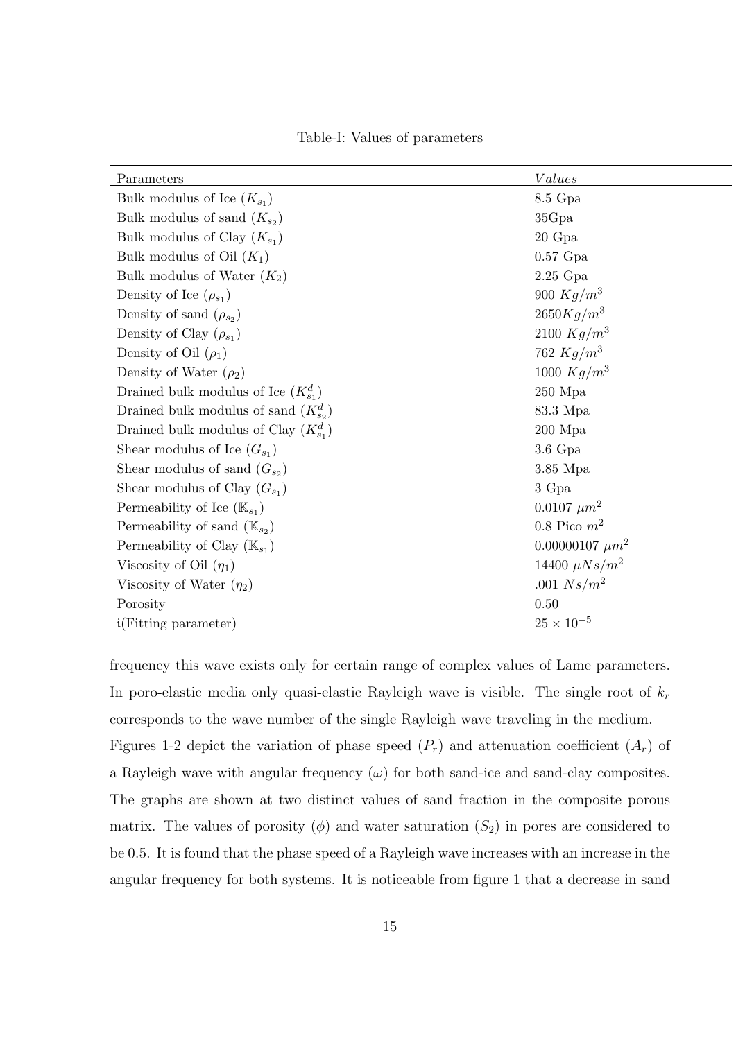Table-I: Values of parameters

| Parameters | $Values$ |
|---|---|
| Bulk modulus of Ice ($K_{s_1}$) | 8.5 Gpa |
| Bulk modulus of sand ($K_{s_2}$) | 35Gpa |
| Bulk modulus of Clay ($K_{s_1}$) | 20 Gpa |
| Bulk modulus of Oil ($K_1$) | 0.57 Gpa |
| Bulk modulus of Water ($K_2$) | 2.25 Gpa |
| Density of Ice ($\rho_{s_1}$) | 900 $Kg/m^3$ |
| Density of sand ($\rho_{s_2}$) | 2650$Kg/m^3$ |
| Density of Clay ($\rho_{s_1}$) | 2100 $Kg/m^3$ |
| Density of Oil ($\rho_1$) | 762 $Kg/m^3$ |
| Density of Water ($\rho_2$) | 1000 $Kg/m^3$ |
| Drained bulk modulus of Ice ($K_{s_1}^d$) | 250 Mpa |
| Drained bulk modulus of sand ($K_{s_2}^d$) | 83.3 Mpa |
| Drained bulk modulus of Clay ($K_{s_1}^d$) | 200 Mpa |
| Shear modulus of Ice ($G_{s_1}$) | 3.6 Gpa |
| Shear modulus of sand ($G_{s_2}$) | 3.85 Mpa |
| Shear modulus of Clay ($G_{s_1}$) | 3 Gpa |
| Permeability of Ice ($\mathbb{K}_{s_1}$) | 0.0107 $\mu m^2$ |
| Permeability of sand ($\mathbb{K}_{s_2}$) | 0.8 Pico $m^2$ |
| Permeability of Clay ($\mathbb{K}_{s_1}$) | 0.00000107 $\mu m^2$ |
| Viscosity of Oil ($\eta_1$) | 14400 $\mu Ns/m^2$ |
| Viscosity of Water ($\eta_2$) | .001 $Ns/m^2$ |
| Porosity | 0.50 |
| i(Fitting parameter) | $25 \times 10^{-5}$ |

frequency this wave exists only for certain range of complex values of Lame parameters. In poro-elastic media only quasi-elastic Rayleigh wave is visible. The single root of $k_r$ corresponds to the wave number of the single Rayleigh wave traveling in the medium. Figures 1-2 depict the variation of phase speed ($P_r$) and attenuation coefficient ($A_r$) of a Rayleigh wave with angular frequency ($\omega$) for both sand-ice and sand-clay composites. The graphs are shown at two distinct values of sand fraction in the composite porous matrix. The values of porosity ($\phi$) and water saturation ($S_2$) in pores are considered to be 0.5. It is found that the phase speed of a Rayleigh wave increases with an increase in the angular frequency for both systems. It is noticeable from figure 1 that a decrease in sand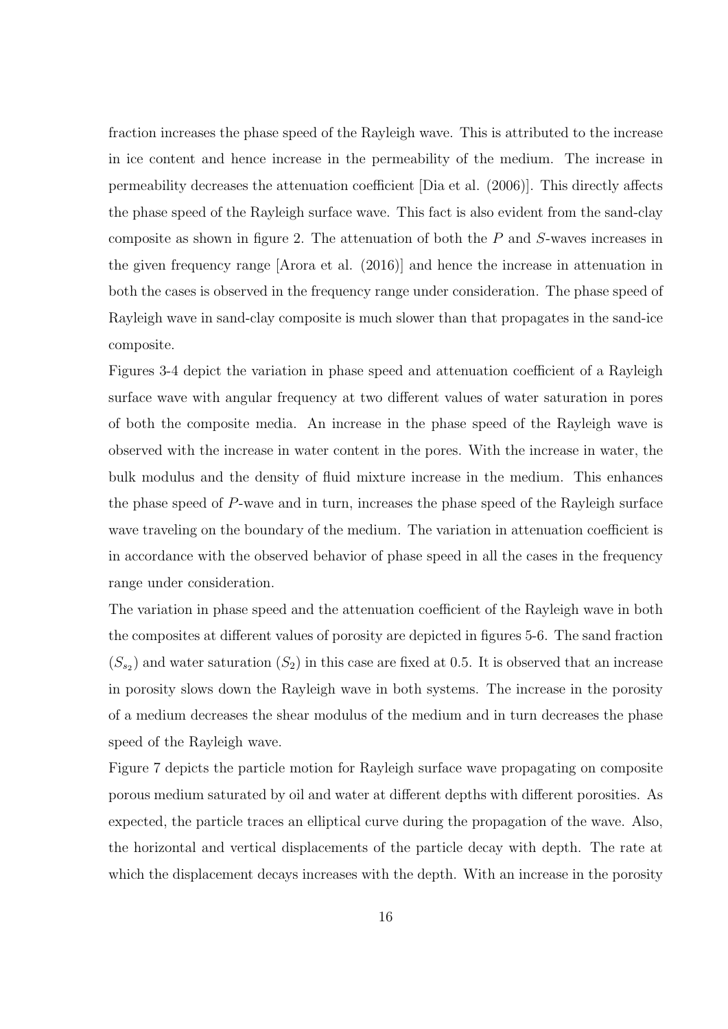fraction increases the phase speed of the Rayleigh wave. This is attributed to the increase in ice content and hence increase in the permeability of the medium. The increase in permeability decreases the attenuation coefficient [Dia et al. (2006)]. This directly affects the phase speed of the Rayleigh surface wave. This fact is also evident from the sand-clay composite as shown in figure 2. The attenuation of both the $P$ and $S$-waves increases in the given frequency range [Arora et al. (2016)] and hence the increase in attenuation in both the cases is observed in the frequency range under consideration. The phase speed of Rayleigh wave in sand-clay composite is much slower than that propagates in the sand-ice composite.

Figures 3-4 depict the variation in phase speed and attenuation coefficient of a Rayleigh surface wave with angular frequency at two different values of water saturation in pores of both the composite media. An increase in the phase speed of the Rayleigh wave is observed with the increase in water content in the pores. With the increase in water, the bulk modulus and the density of fluid mixture increase in the medium. This enhances the phase speed of $P$-wave and in turn, increases the phase speed of the Rayleigh surface wave traveling on the boundary of the medium. The variation in attenuation coefficient is in accordance with the observed behavior of phase speed in all the cases in the frequency range under consideration.

The variation in phase speed and the attenuation coefficient of the Rayleigh wave in both the composites at different values of porosity are depicted in figures 5-6. The sand fraction ($S_{s_2}$) and water saturation ($S_2$) in this case are fixed at 0.5. It is observed that an increase in porosity slows down the Rayleigh wave in both systems. The increase in the porosity of a medium decreases the shear modulus of the medium and in turn decreases the phase speed of the Rayleigh wave.

Figure 7 depicts the particle motion for Rayleigh surface wave propagating on composite porous medium saturated by oil and water at different depths with different porosities. As expected, the particle traces an elliptical curve during the propagation of the wave. Also, the horizontal and vertical displacements of the particle decay with depth. The rate at which the displacement decays increases with the depth. With an increase in the porosity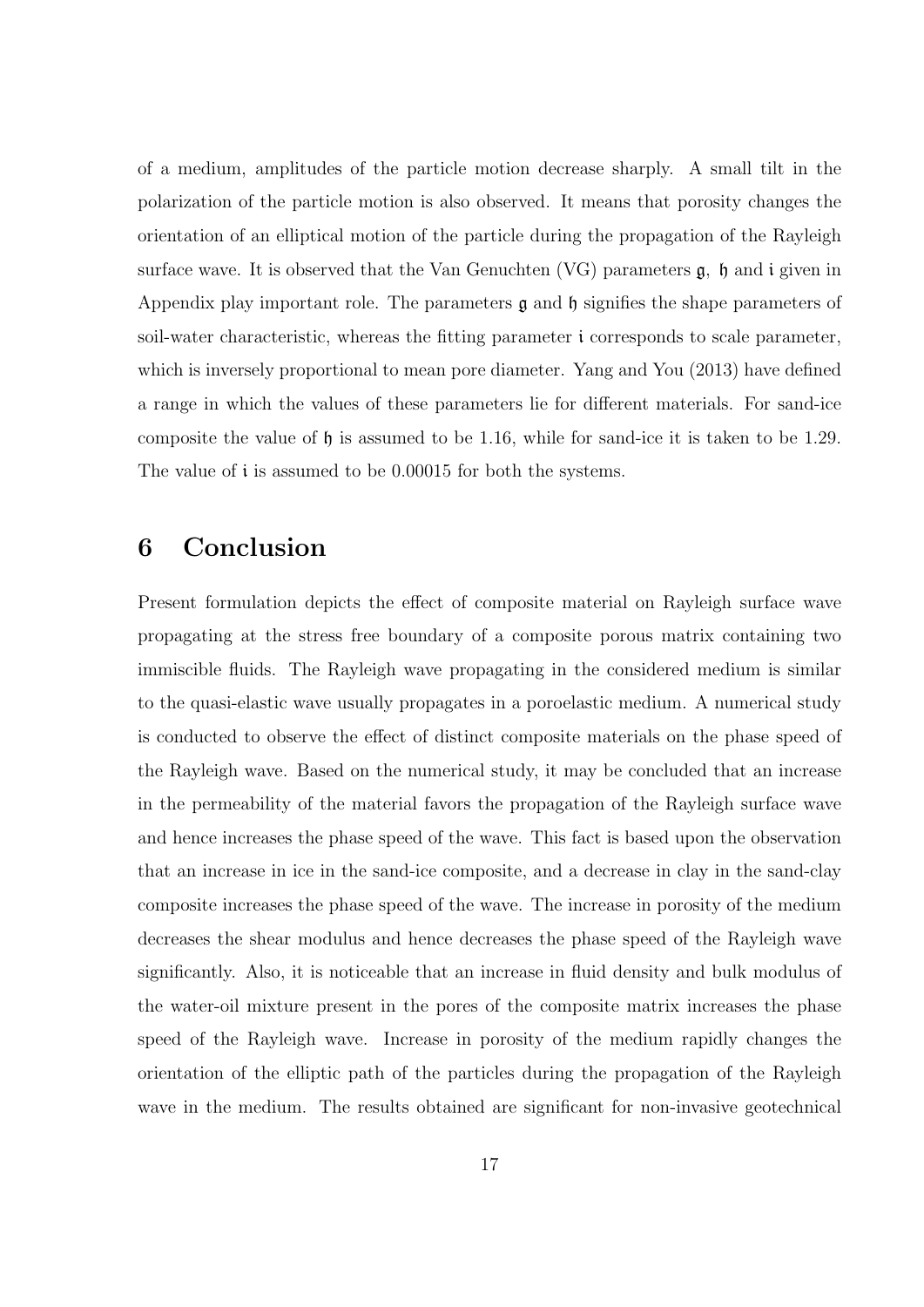of a medium, amplitudes of the particle motion decrease sharply. A small tilt in the polarization of the particle motion is also observed. It means that porosity changes the orientation of an elliptical motion of the particle during the propagation of the Rayleigh surface wave. It is observed that the Van Genuchten (VG) parameters $\mathfrak{g}$, $\mathfrak{h}$ and $\mathfrak{i}$ given in Appendix play important role. The parameters $\mathfrak{g}$ and $\mathfrak{h}$ signifies the shape parameters of soil-water characteristic, whereas the fitting parameter $\mathfrak{i}$ corresponds to scale parameter, which is inversely proportional to mean pore diameter. Yang and You (2013) have defined a range in which the values of these parameters lie for different materials. For sand-ice composite the value of $\mathfrak{h}$ is assumed to be 1.16, while for sand-ice it is taken to be 1.29. The value of $\mathfrak{i}$ is assumed to be 0.00015 for both the systems.

# 6 Conclusion

Present formulation depicts the effect of composite material on Rayleigh surface wave propagating at the stress free boundary of a composite porous matrix containing two immiscible fluids. The Rayleigh wave propagating in the considered medium is similar to the quasi-elastic wave usually propagates in a poroelastic medium. A numerical study is conducted to observe the effect of distinct composite materials on the phase speed of the Rayleigh wave. Based on the numerical study, it may be concluded that an increase in the permeability of the material favors the propagation of the Rayleigh surface wave and hence increases the phase speed of the wave. This fact is based upon the observation that an increase in ice in the sand-ice composite, and a decrease in clay in the sand-clay composite increases the phase speed of the wave. The increase in porosity of the medium decreases the shear modulus and hence decreases the phase speed of the Rayleigh wave significantly. Also, it is noticeable that an increase in fluid density and bulk modulus of the water-oil mixture present in the pores of the composite matrix increases the phase speed of the Rayleigh wave. Increase in porosity of the medium rapidly changes the orientation of the elliptic path of the particles during the propagation of the Rayleigh wave in the medium. The results obtained are significant for non-invasive geotechnical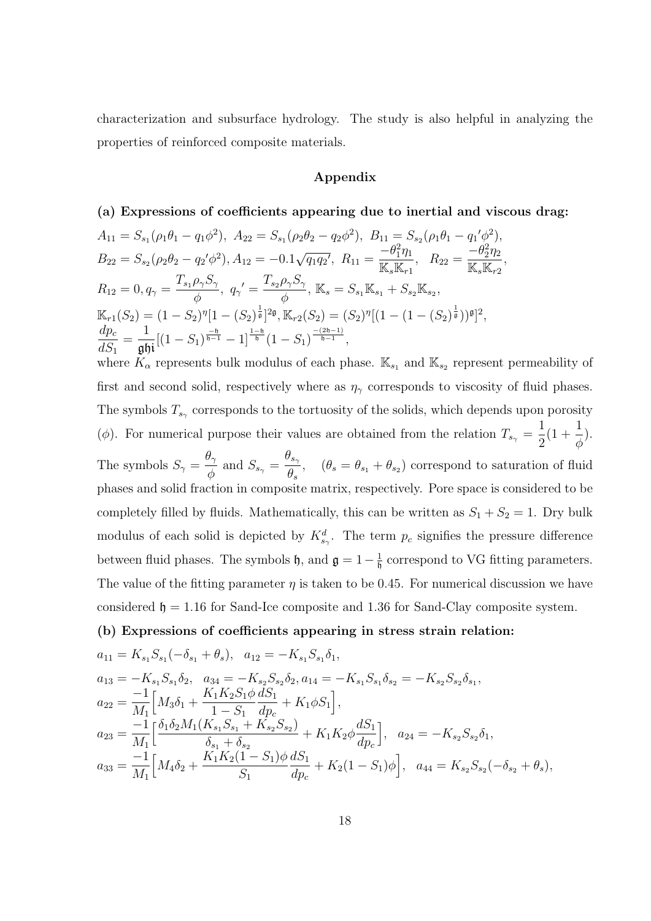characterization and subsurface hydrology. The study is also helpful in analyzing the properties of reinforced composite materials.

## Appendix

**(a) Expressions of coefficients appearing due to inertial and viscous drag:**

$A_{11} = S_{s_1}(\rho_1\theta_1 - q_1\phi^2),\ A_{22} = S_{s_1}(\rho_2\theta_2 - q_2\phi^2),\ B_{11} = S_{s_2}(\rho_1\theta_1 - q_1{}'\phi^2),$
$B_{22} = S_{s_2}(\rho_2\theta_2 - q_2{}'\phi^2), A_{12} = -0.1\sqrt{q_1 q_2{}'},\ R_{11} = \dfrac{-\theta_1^2\eta_1}{\mathbb{K}_s\mathbb{K}_{r1}},\ \ R_{22} = \dfrac{-\theta_2^2\eta_2}{\mathbb{K}_s\mathbb{K}_{r2}},$
$R_{12} = 0, q_\gamma = \dfrac{T_{s_1}\rho_\gamma S_\gamma}{\phi},\ q_\gamma{}' = \dfrac{T_{s_2}\rho_\gamma S_\gamma}{\phi},\ \mathbb{K}_s = S_{s_1}\mathbb{K}_{s_1} + S_{s_2}\mathbb{K}_{s_2},$
$\mathbb{K}_{r1}(S_2) = (1-S_2)^\eta[1-(S_2)^{\frac{1}{\mathfrak{g}}}]^{2\mathfrak{g}}, \mathbb{K}_{r2}(S_2) = (S_2)^\eta[(1-(1-(S_2)^{\frac{1}{\mathfrak{g}}}))^{\mathfrak{g}}]^2,$
$\dfrac{dp_c}{dS_1} = \dfrac{1}{\mathfrak{ghi}}[(1-S_1)^{\frac{-\mathfrak{h}}{\mathfrak{h}-1}} - 1]^{\frac{1-\mathfrak{h}}{\mathfrak{h}}}(1-S_1)^{\frac{-(2\mathfrak{h}-1)}{\mathfrak{h}-1}},$

where $K_\alpha$ represents bulk modulus of each phase. $\mathbb{K}_{s_1}$ and $\mathbb{K}_{s_2}$ represent permeability of first and second solid, respectively where as $\eta_\gamma$ corresponds to viscosity of fluid phases. The symbols $T_{s_\gamma}$ corresponds to the tortuosity of the solids, which depends upon porosity ($\phi$). For numerical purpose their values are obtained from the relation $T_{s_\gamma} = \dfrac{1}{2}(1 + \dfrac{1}{\phi})$. The symbols $S_\gamma = \dfrac{\theta_\gamma}{\phi}$ and $S_{s_\gamma} = \dfrac{\theta_{s_\gamma}}{\theta_s}$, $\quad (\theta_s = \theta_{s_1} + \theta_{s_2})$ correspond to saturation of fluid phases and solid fraction in composite matrix, respectively. Pore space is considered to be completely filled by fluids. Mathematically, this can be written as $S_1 + S_2 = 1$. Dry bulk modulus of each solid is depicted by $K_{s_\gamma}^d$. The term $p_c$ signifies the pressure difference between fluid phases. The symbols $\mathfrak{h}$, and $\mathfrak{g} = 1 - \frac{1}{\mathfrak{h}}$ correspond to VG fitting parameters. The value of the fitting parameter $\eta$ is taken to be 0.45. For numerical discussion we have considered $\mathfrak{h} = 1.16$ for Sand-Ice composite and 1.36 for Sand-Clay composite system.

**(b) Expressions of coefficients appearing in stress strain relation:**

$a_{11} = K_{s_1}S_{s_1}(-\delta_{s_1} + \theta_s),\quad a_{12} = -K_{s_1}S_{s_1}\delta_1,$

$a_{13} = -K_{s_1}S_{s_1}\delta_2,\quad a_{34} = -K_{s_2}S_{s_2}\delta_2, a_{14} = -K_{s_1}S_{s_1}\delta_{s_2} = -K_{s_2}S_{s_2}\delta_{s_1},$

$a_{22} = \dfrac{-1}{M_1}\Big[M_3\delta_1 + \dfrac{K_1K_2S_1\phi}{1-S_1}\dfrac{dS_1}{dp_c} + K_1\phi S_1\Big],$

$a_{23} = \dfrac{-1}{M_1}\Big[\dfrac{\delta_1\delta_2M_1(K_{s_1}S_{s_1} + K_{s_2}S_{s_2})}{\delta_{s_1} + \delta_{s_2}} + K_1K_2\phi\dfrac{dS_1}{dp_c}\Big],\quad a_{24} = -K_{s_2}S_{s_2}\delta_1,$

$a_{33} = \dfrac{-1}{M_1}\Big[M_4\delta_2 + \dfrac{K_1K_2(1-S_1)\phi}{S_1}\dfrac{dS_1}{dp_c} + K_2(1-S_1)\phi\Big],\quad a_{44} = K_{s_2}S_{s_2}(-\delta_{s_2} + \theta_s),$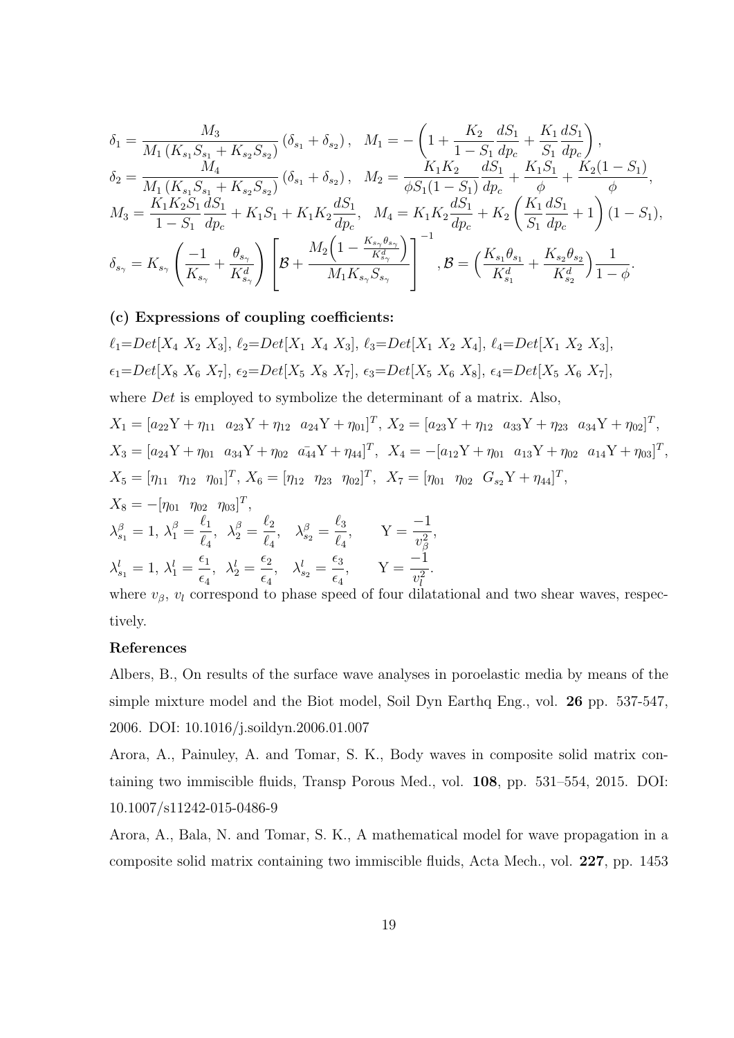$$\delta_1 = \frac{M_3}{M_1\left(K_{s_1}S_{s_1} + K_{s_2}S_{s_2}\right)}\left(\delta_{s_1} + \delta_{s_2}\right), \quad M_1 = -\left(1 + \frac{K_2}{1-S_1}\frac{dS_1}{dp_c} + \frac{K_1}{S_1}\frac{dS_1}{dp_c}\right),$$

$$\delta_2 = \frac{M_4}{M_1\left(K_{s_1}S_{s_1} + K_{s_2}S_{s_2}\right)}\left(\delta_{s_1} + \delta_{s_2}\right), \quad M_2 = \frac{K_1K_2}{\phi S_1(1-S_1)}\frac{dS_1}{dp_c} + \frac{K_1S_1}{\phi} + \frac{K_2(1-S_1)}{\phi},$$

$$M_3 = \frac{K_1K_2S_1}{1-S_1}\frac{dS_1}{dp_c} + K_1S_1 + K_1K_2\frac{dS_1}{dp_c}, \quad M_4 = K_1K_2\frac{dS_1}{dp_c} + K_2\left(\frac{K_1}{S_1}\frac{dS_1}{dp_c} + 1\right)(1-S_1),$$

$$\delta_{s_\gamma} = K_{s_\gamma}\left(\frac{-1}{K_{s_\gamma}} + \frac{\theta_{s_\gamma}}{K^d_{s_\gamma}}\right)\left[\mathcal{B} + \frac{M_2\left(1 - \frac{K_{s_\gamma}\theta_{s_\gamma}}{K^d_{s_\gamma}}\right)}{M_1K_{s_\gamma}S_{s_\gamma}}\right]^{-1}, \mathcal{B} = \Big(\frac{K_{s_1}\theta_{s_1}}{K^d_{s_1}} + \frac{K_{s_2}\theta_{s_2}}{K^d_{s_2}}\Big)\frac{1}{1-\phi}.$$

**(c) Expressions of coupling coefficients:**

$\ell_1{=}Det[X_4\ X_2\ X_3]$, $\ell_2{=}Det[X_1\ X_4\ X_3]$, $\ell_3{=}Det[X_1\ X_2\ X_4]$, $\ell_4{=}Det[X_1\ X_2\ X_3]$,

$\epsilon_1{=}Det[X_8\ X_6\ X_7]$, $\epsilon_2{=}Det[X_5\ X_8\ X_7]$, $\epsilon_3{=}Det[X_5\ X_6\ X_8]$, $\epsilon_4{=}Det[X_5\ X_6\ X_7]$,

where $Det$ is employed to symbolize the determinant of a matrix. Also,

$X_1 = [a_{22}\Upsilon + \eta_{11}\ \ a_{23}\Upsilon + \eta_{12}\ \ a_{24}\Upsilon + \eta_{01}]^T$, $X_2 = [a_{23}\Upsilon + \eta_{12}\ \ a_{33}\Upsilon + \eta_{23}\ \ a_{34}\Upsilon + \eta_{02}]^T$,

$X_3 = [a_{24}\Upsilon + \eta_{01}\ \ a_{34}\Upsilon + \eta_{02}\ \ \bar{a_{44}}\Upsilon + \eta_{44}]^T$, $X_4 = -[a_{12}\Upsilon + \eta_{01}\ \ a_{13}\Upsilon + \eta_{02}\ \ a_{14}\Upsilon + \eta_{03}]^T$,

$X_5 = [\eta_{11}\ \ \eta_{12}\ \ \eta_{01}]^T$, $X_6 = [\eta_{12}\ \ \eta_{23}\ \ \eta_{02}]^T$, $X_7 = [\eta_{01}\ \ \eta_{02}\ \ G_{s_2}\Upsilon + \eta_{44}]^T$,

$X_8 = -[\eta_{01}\ \ \eta_{02}\ \ \eta_{03}]^T$,

$\lambda^\beta_{s_1} = 1,\ \lambda^\beta_1 = \dfrac{\ell_1}{\ell_4},\ \lambda^\beta_2 = \dfrac{\ell_2}{\ell_4},\quad \lambda^\beta_{s_2} = \dfrac{\ell_3}{\ell_4},\qquad \Upsilon = \dfrac{-1}{v^2_\beta},$

$\lambda^l_{s_1} = 1,\ \lambda^l_1 = \dfrac{\epsilon_1}{\epsilon_4},\ \lambda^l_2 = \dfrac{\epsilon_2}{\epsilon_4},\quad \lambda^l_{s_2} = \dfrac{\epsilon_3}{\epsilon_4},\qquad \Upsilon = \dfrac{-1}{v^2_l}.$

where $v_\beta$, $v_l$ correspond to phase speed of four dilatational and two shear waves, respectively.

**References**

Albers, B., On results of the surface wave analyses in poroelastic media by means of the simple mixture model and the Biot model, Soil Dyn Earthq Eng., vol. **26** pp. 537-547, 2006. DOI: 10.1016/j.soildyn.2006.01.007

Arora, A., Painuley, A. and Tomar, S. K., Body waves in composite solid matrix containing two immiscible fluids, Transp Porous Med., vol. **108**, pp. 531–554, 2015. DOI: 10.1007/s11242-015-0486-9

Arora, A., Bala, N. and Tomar, S. K., A mathematical model for wave propagation in a composite solid matrix containing two immiscible fluids, Acta Mech., vol. **227**, pp. 1453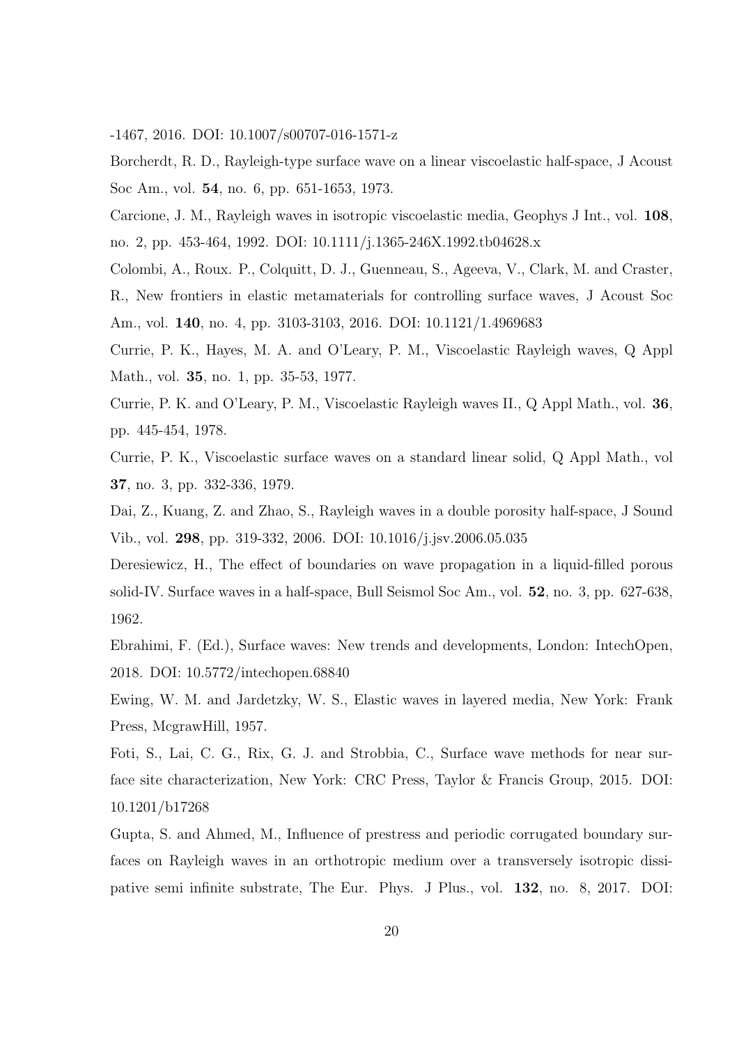-1467, 2016. DOI: 10.1007/s00707-016-1571-z

Borcherdt, R. D., Rayleigh-type surface wave on a linear viscoelastic half-space, J Acoust Soc Am., vol. **54**, no. 6, pp. 651-1653, 1973.

Carcione, J. M., Rayleigh waves in isotropic viscoelastic media, Geophys J Int., vol. **108**, no. 2, pp. 453-464, 1992. DOI: 10.1111/j.1365-246X.1992.tb04628.x

Colombi, A., Roux. P., Colquitt, D. J., Guenneau, S., Ageeva, V., Clark, M. and Craster, R., New frontiers in elastic metamaterials for controlling surface waves, J Acoust Soc Am., vol. **140**, no. 4, pp. 3103-3103, 2016. DOI: 10.1121/1.4969683

Currie, P. K., Hayes, M. A. and O'Leary, P. M., Viscoelastic Rayleigh waves, Q Appl Math., vol. **35**, no. 1, pp. 35-53, 1977.

Currie, P. K. and O'Leary, P. M., Viscoelastic Rayleigh waves II., Q Appl Math., vol. **36**, pp. 445-454, 1978.

Currie, P. K., Viscoelastic surface waves on a standard linear solid, Q Appl Math., vol **37**, no. 3, pp. 332-336, 1979.

Dai, Z., Kuang, Z. and Zhao, S., Rayleigh waves in a double porosity half-space, J Sound Vib., vol. **298**, pp. 319-332, 2006. DOI: 10.1016/j.jsv.2006.05.035

Deresiewicz, H., The effect of boundaries on wave propagation in a liquid-filled porous solid-IV. Surface waves in a half-space, Bull Seismol Soc Am., vol. **52**, no. 3, pp. 627-638, 1962.

Ebrahimi, F. (Ed.), Surface waves: New trends and developments, London: IntechOpen, 2018. DOI: 10.5772/intechopen.68840

Ewing, W. M. and Jardetzky, W. S., Elastic waves in layered media, New York: Frank Press, McgrawHill, 1957.

Foti, S., Lai, C. G., Rix, G. J. and Strobbia, C., Surface wave methods for near surface site characterization, New York: CRC Press, Taylor & Francis Group, 2015. DOI: 10.1201/b17268

Gupta, S. and Ahmed, M., Influence of prestress and periodic corrugated boundary surfaces on Rayleigh waves in an orthotropic medium over a transversely isotropic dissipative semi infinite substrate, The Eur. Phys. J Plus., vol. **132**, no. 8, 2017. DOI: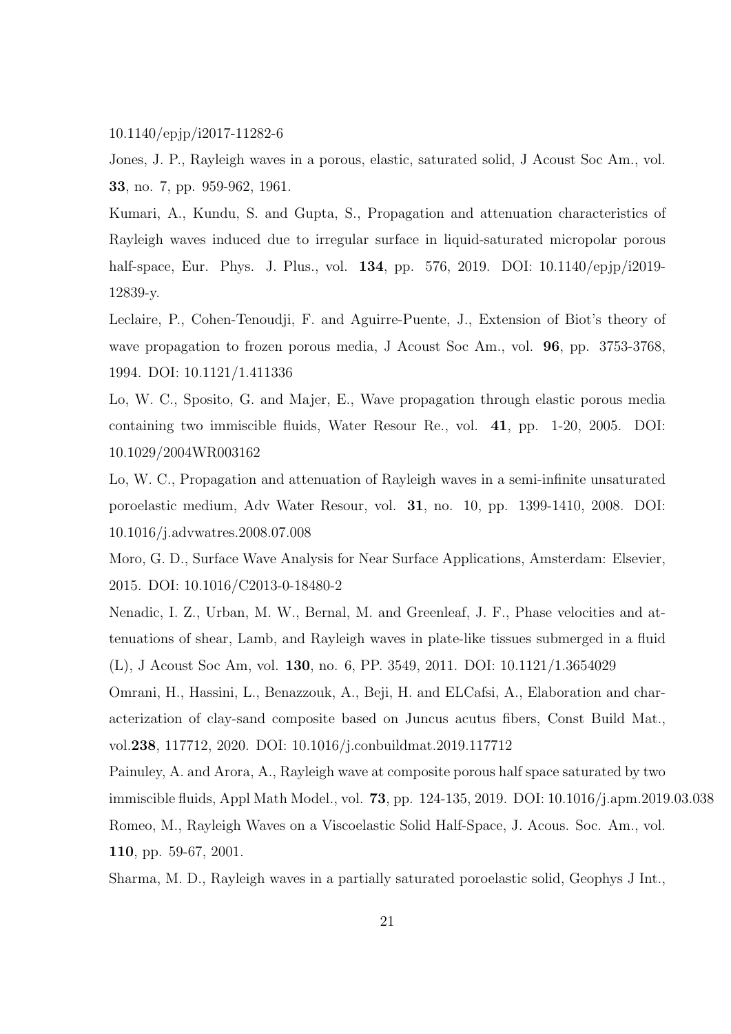10.1140/epjp/i2017-11282-6

Jones, J. P., Rayleigh waves in a porous, elastic, saturated solid, J Acoust Soc Am., vol. **33**, no. 7, pp. 959-962, 1961.

Kumari, A., Kundu, S. and Gupta, S., Propagation and attenuation characteristics of Rayleigh waves induced due to irregular surface in liquid-saturated micropolar porous half-space, Eur. Phys. J. Plus., vol. **134**, pp. 576, 2019. DOI: 10.1140/epjp/i2019-12839-y.

Leclaire, P., Cohen-Tenoudji, F. and Aguirre-Puente, J., Extension of Biot's theory of wave propagation to frozen porous media, J Acoust Soc Am., vol. **96**, pp. 3753-3768, 1994. DOI: 10.1121/1.411336

Lo, W. C., Sposito, G. and Majer, E., Wave propagation through elastic porous media containing two immiscible fluids, Water Resour Re., vol. **41**, pp. 1-20, 2005. DOI: 10.1029/2004WR003162

Lo, W. C., Propagation and attenuation of Rayleigh waves in a semi-infinite unsaturated poroelastic medium, Adv Water Resour, vol. **31**, no. 10, pp. 1399-1410, 2008. DOI: 10.1016/j.advwatres.2008.07.008

Moro, G. D., Surface Wave Analysis for Near Surface Applications, Amsterdam: Elsevier, 2015. DOI: 10.1016/C2013-0-18480-2

Nenadic, I. Z., Urban, M. W., Bernal, M. and Greenleaf, J. F., Phase velocities and attenuations of shear, Lamb, and Rayleigh waves in plate-like tissues submerged in a fluid (L), J Acoust Soc Am, vol. **130**, no. 6, PP. 3549, 2011. DOI: 10.1121/1.3654029

Omrani, H., Hassini, L., Benazzouk, A., Beji, H. and ELCafsi, A., Elaboration and characterization of clay-sand composite based on Juncus acutus fibers, Const Build Mat., vol.**238**, 117712, 2020. DOI: 10.1016/j.conbuildmat.2019.117712

Painuley, A. and Arora, A., Rayleigh wave at composite porous half space saturated by two immiscible fluids, Appl Math Model., vol. **73**, pp. 124-135, 2019. DOI: 10.1016/j.apm.2019.03.038

Romeo, M., Rayleigh Waves on a Viscoelastic Solid Half-Space, J. Acous. Soc. Am., vol. **110**, pp. 59-67, 2001.

Sharma, M. D., Rayleigh waves in a partially saturated poroelastic solid, Geophys J Int.,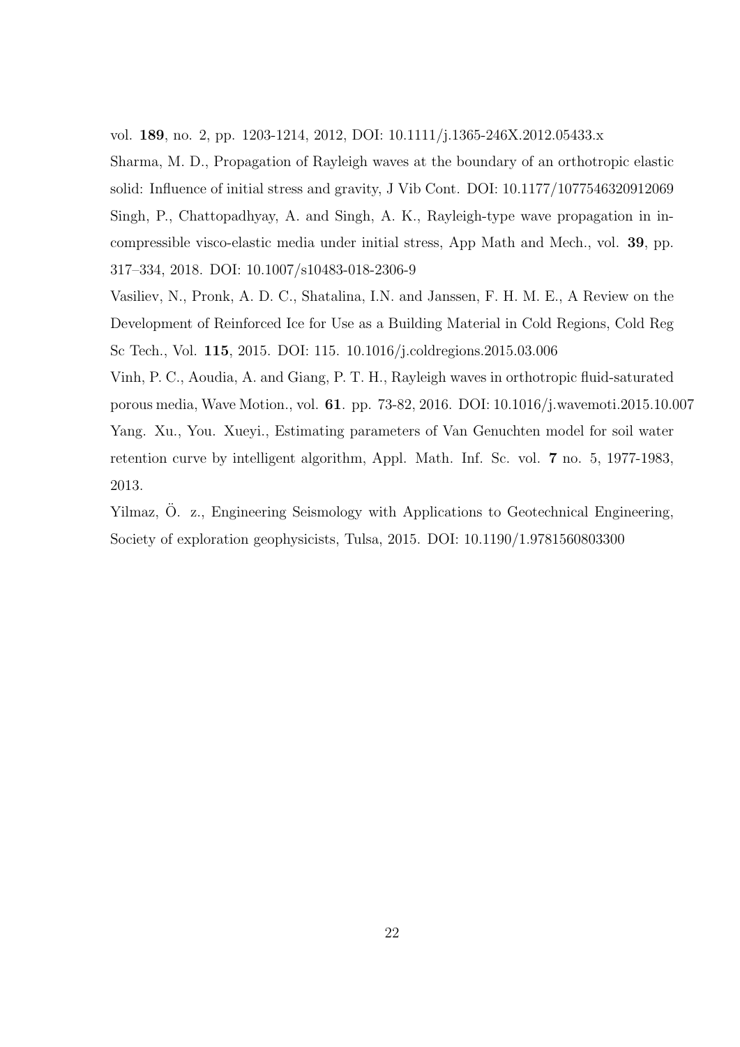vol. **189**, no. 2, pp. 1203-1214, 2012, DOI: 10.1111/j.1365-246X.2012.05433.x

Sharma, M. D., Propagation of Rayleigh waves at the boundary of an orthotropic elastic solid: Influence of initial stress and gravity, J Vib Cont. DOI: 10.1177/1077546320912069

Singh, P., Chattopadhyay, A. and Singh, A. K., Rayleigh-type wave propagation in incompressible visco-elastic media under initial stress, App Math and Mech., vol. **39**, pp. 317–334, 2018. DOI: 10.1007/s10483-018-2306-9

Vasiliev, N., Pronk, A. D. C., Shatalina, I.N. and Janssen, F. H. M. E., A Review on the Development of Reinforced Ice for Use as a Building Material in Cold Regions, Cold Reg Sc Tech., Vol. **115**, 2015. DOI: 115. 10.1016/j.coldregions.2015.03.006

Vinh, P. C., Aoudia, A. and Giang, P. T. H., Rayleigh waves in orthotropic fluid-saturated porous media, Wave Motion., vol. **61**. pp. 73-82, 2016. DOI: 10.1016/j.wavemoti.2015.10.007

Yang. Xu., You. Xueyi., Estimating parameters of Van Genuchten model for soil water retention curve by intelligent algorithm, Appl. Math. Inf. Sc. vol. **7** no. 5, 1977-1983, 2013.

Yilmaz, Ö. z., Engineering Seismology with Applications to Geotechnical Engineering, Society of exploration geophysicists, Tulsa, 2015. DOI: 10.1190/1.9781560803300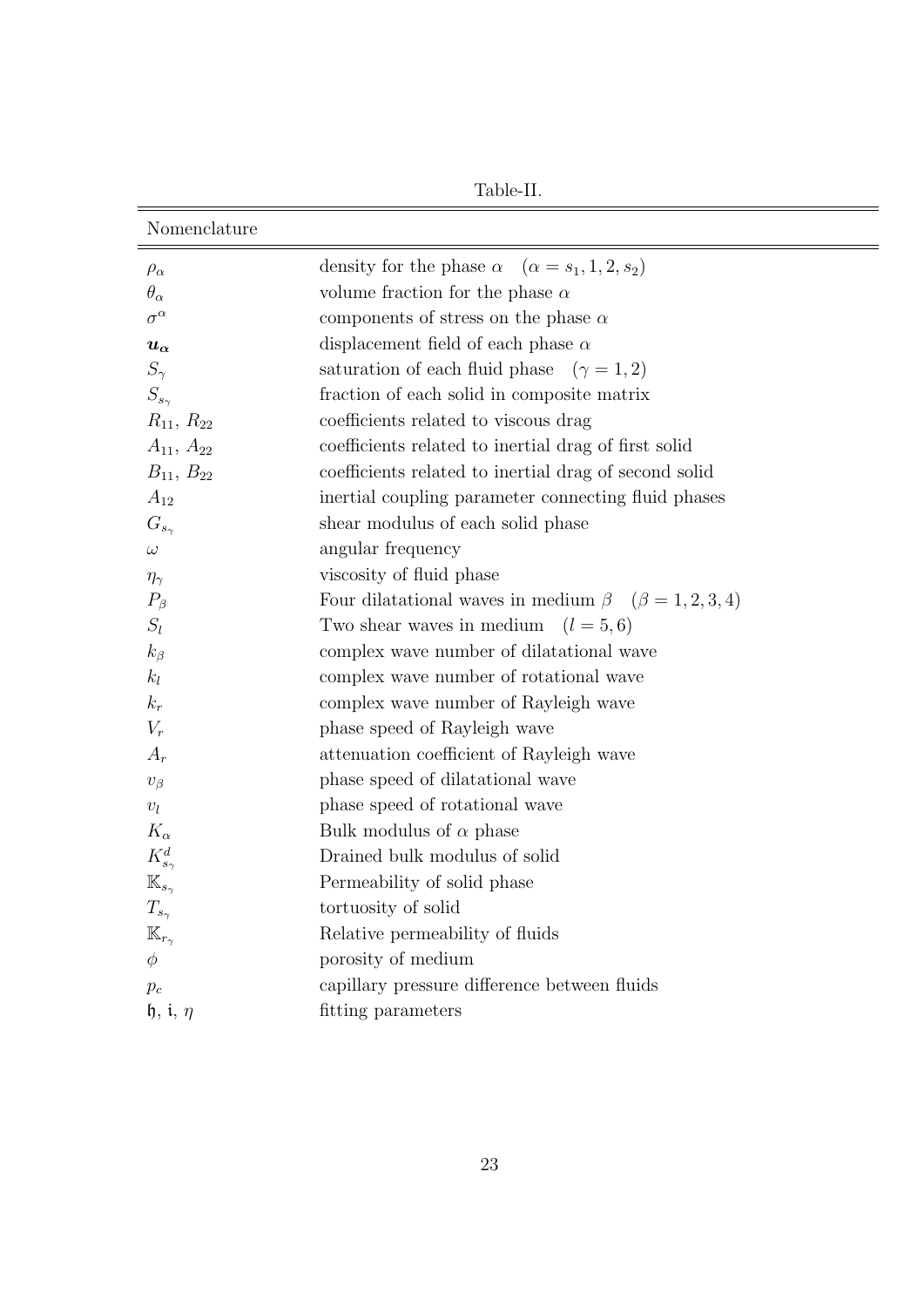Table-II.

| Nomenclature | |
|---|---|
| $\rho_\alpha$ | density for the phase $\alpha \quad (\alpha = s_1, 1, 2, s_2)$ |
| $\theta_\alpha$ | volume fraction for the phase $\alpha$ |
| $\sigma^\alpha$ | components of stress on the phase $\alpha$ |
| $\boldsymbol{u_\alpha}$ | displacement field of each phase $\alpha$ |
| $S_\gamma$ | saturation of each fluid phase $\quad (\gamma = 1, 2)$ |
| $S_{s_\gamma}$ | fraction of each solid in composite matrix |
| $R_{11}$, $R_{22}$ | coefficients related to viscous drag |
| $A_{11}$, $A_{22}$ | coefficients related to inertial drag of first solid |
| $B_{11}$, $B_{22}$ | coefficients related to inertial drag of second solid |
| $A_{12}$ | inertial coupling parameter connecting fluid phases |
| $G_{s_\gamma}$ | shear modulus of each solid phase |
| $\omega$ | angular frequency |
| $\eta_\gamma$ | viscosity of fluid phase |
| $P_\beta$ | Four dilatational waves in medium $\beta \quad (\beta = 1, 2, 3, 4)$ |
| $S_l$ | Two shear waves in medium $\quad (l = 5, 6)$ |
| $k_\beta$ | complex wave number of dilatational wave |
| $k_l$ | complex wave number of rotational wave |
| $k_r$ | complex wave number of Rayleigh wave |
| $V_r$ | phase speed of Rayleigh wave |
| $A_r$ | attenuation coefficient of Rayleigh wave |
| $v_\beta$ | phase speed of dilatational wave |
| $v_l$ | phase speed of rotational wave |
| $K_\alpha$ | Bulk modulus of $\alpha$ phase |
| $K^d_{s_\gamma}$ | Drained bulk modulus of solid |
| $\mathbb{K}_{s_\gamma}$ | Permeability of solid phase |
| $T_{s_\gamma}$ | tortuosity of solid |
| $\mathbb{K}_{r_\gamma}$ | Relative permeability of fluids |
| $\phi$ | porosity of medium |
| $p_c$ | capillary pressure difference between fluids |
| $\mathfrak{h}$, $\mathfrak{i}$, $\eta$ | fitting parameters |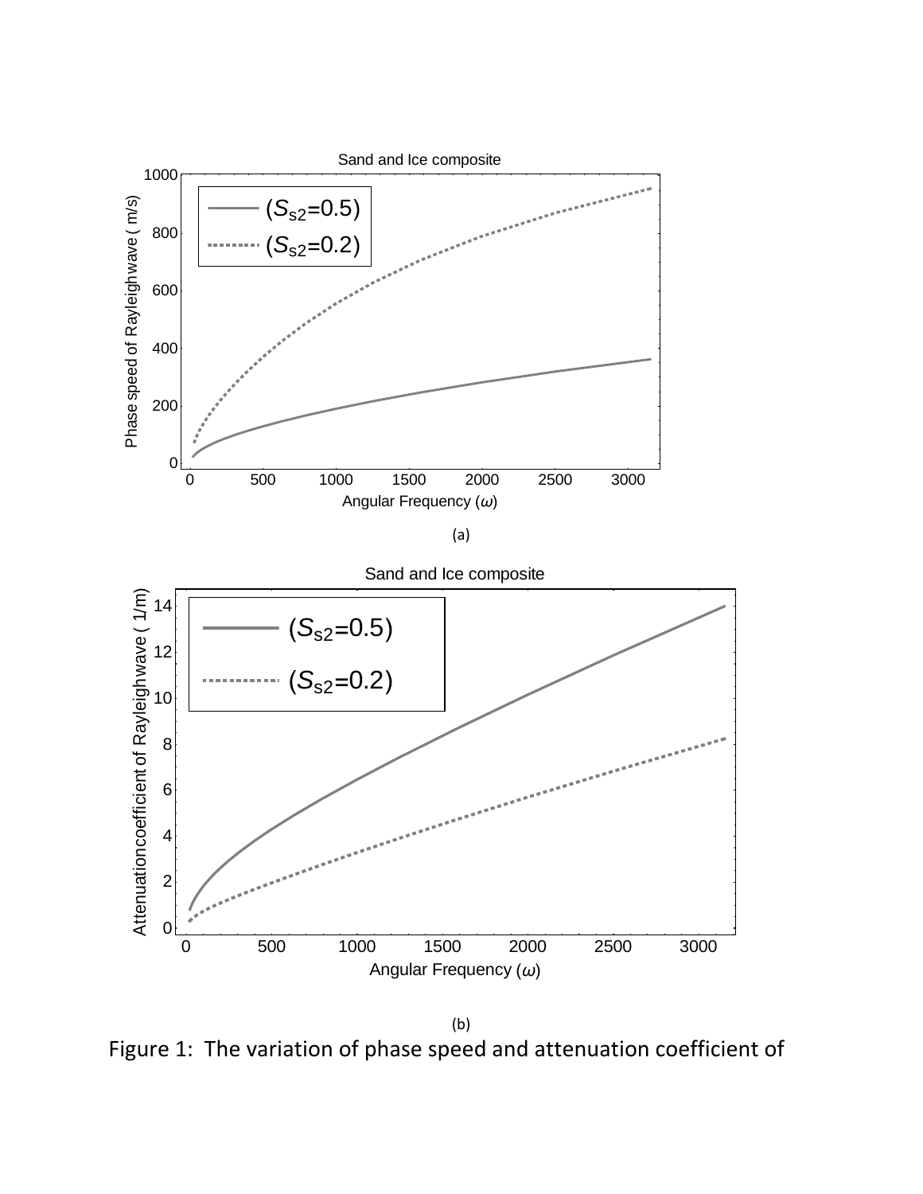(a)

(b)

Figure 1: The variation of phase speed and attenuation coefficient of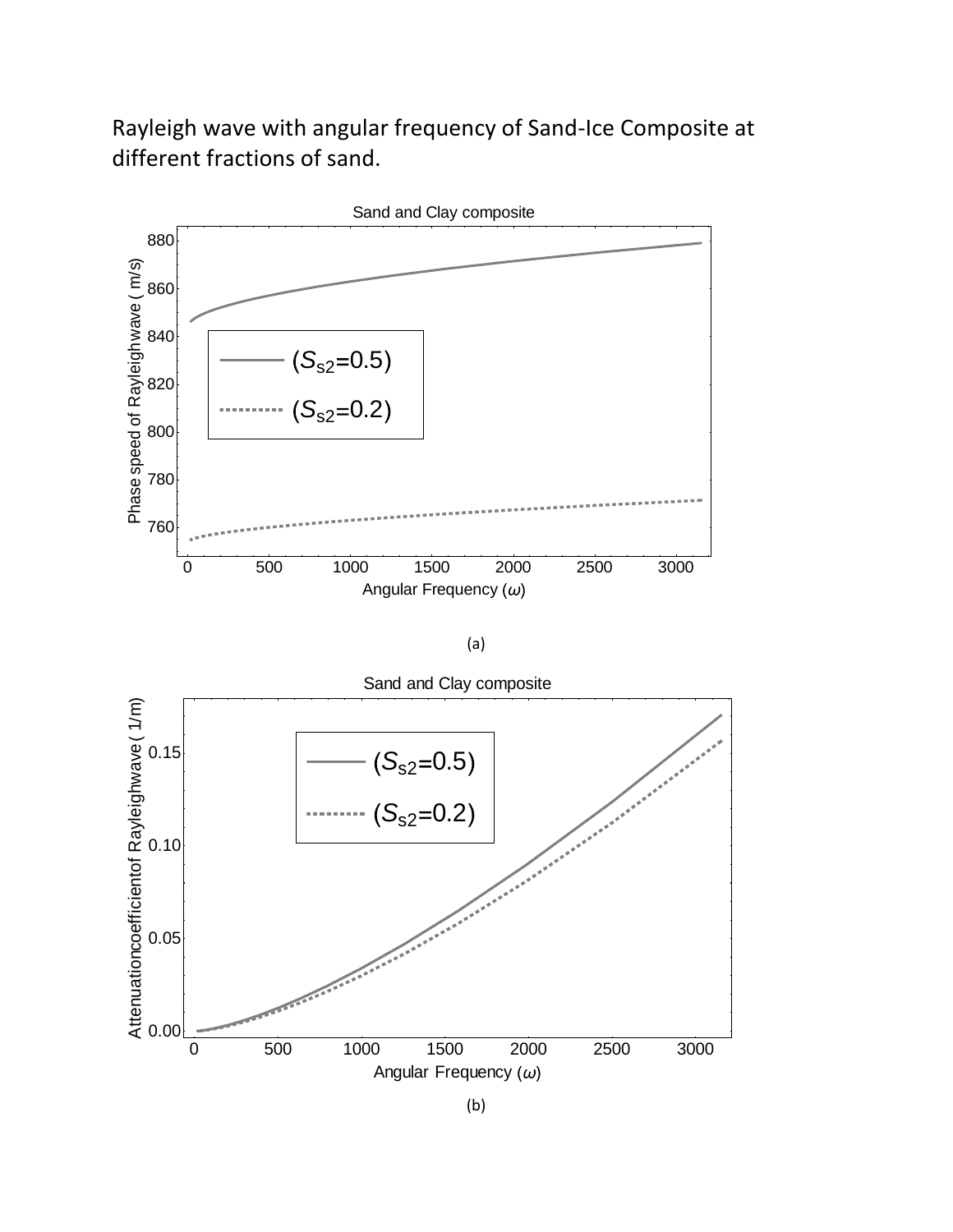Rayleigh wave with angular frequency of Sand-Ice Composite at different fractions of sand.

(a)

(b)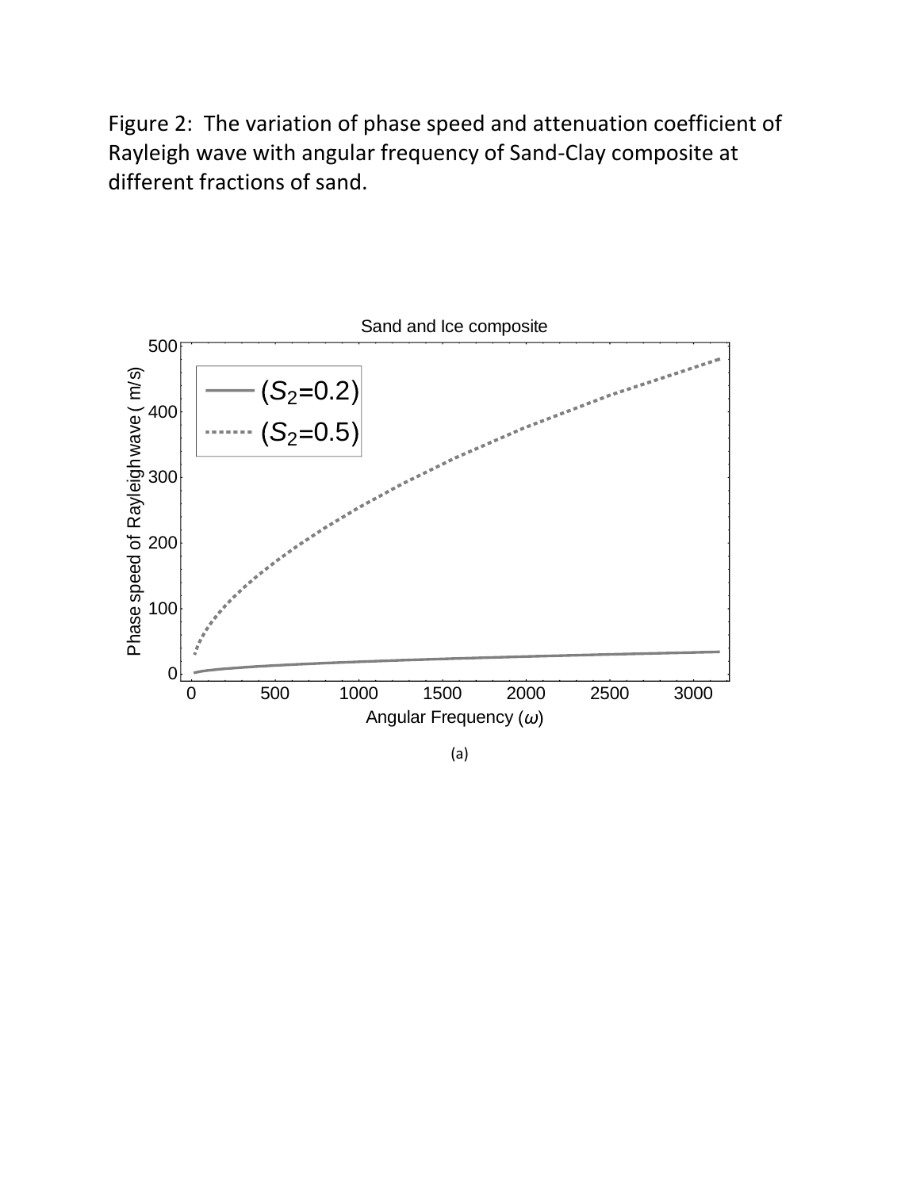Figure 2: The variation of phase speed and attenuation coefficient of Rayleigh wave with angular frequency of Sand-Clay composite at different fractions of sand.

Sand and Ice composite

(a)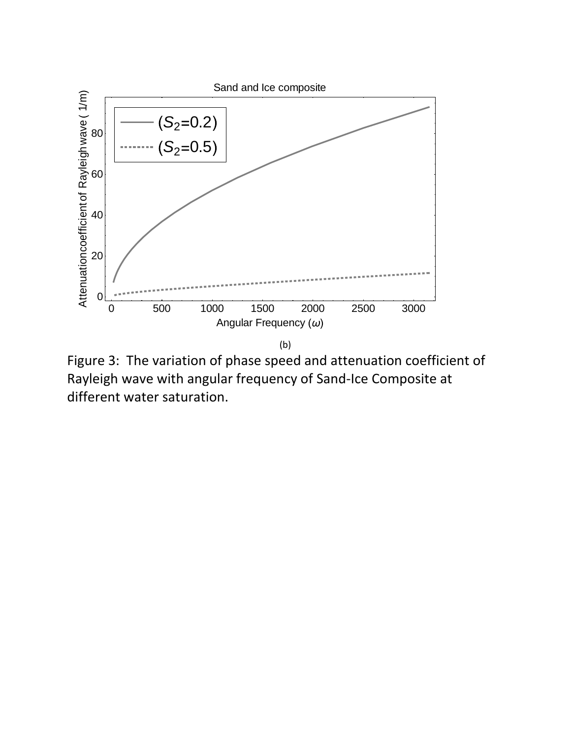(b)

Figure 3: The variation of phase speed and attenuation coefficient of Rayleigh wave with angular frequency of Sand-Ice Composite at different water saturation.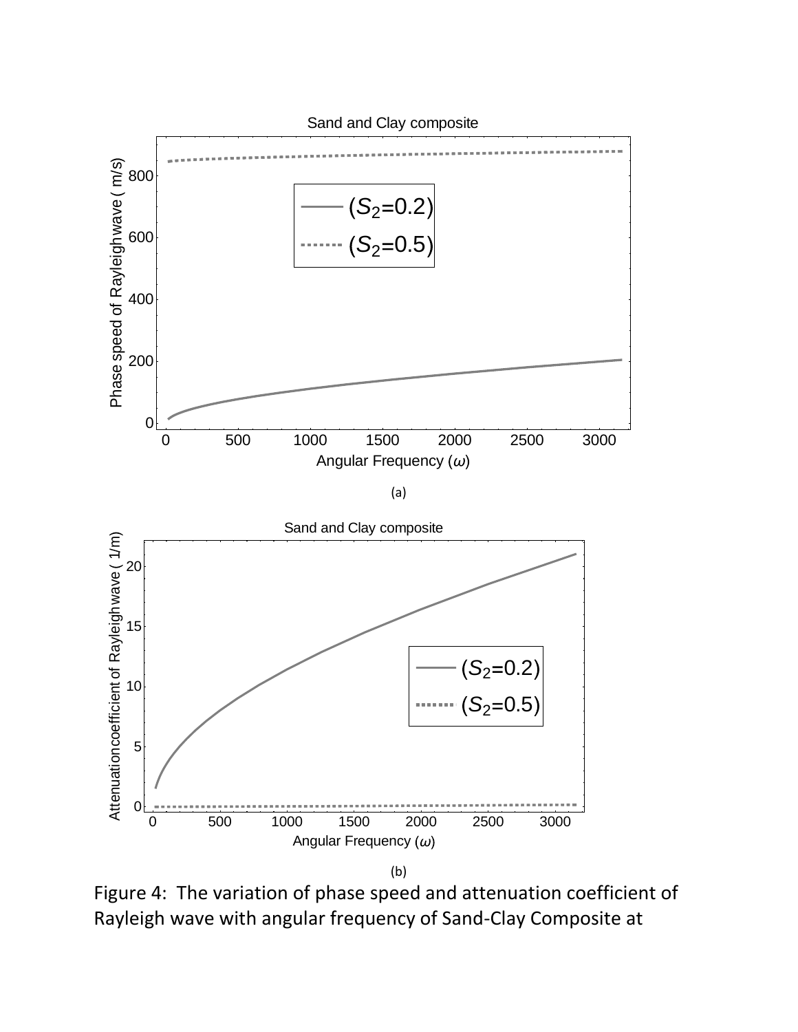(a)

(b)

Figure 4: The variation of phase speed and attenuation coefficient of Rayleigh wave with angular frequency of Sand-Clay Composite at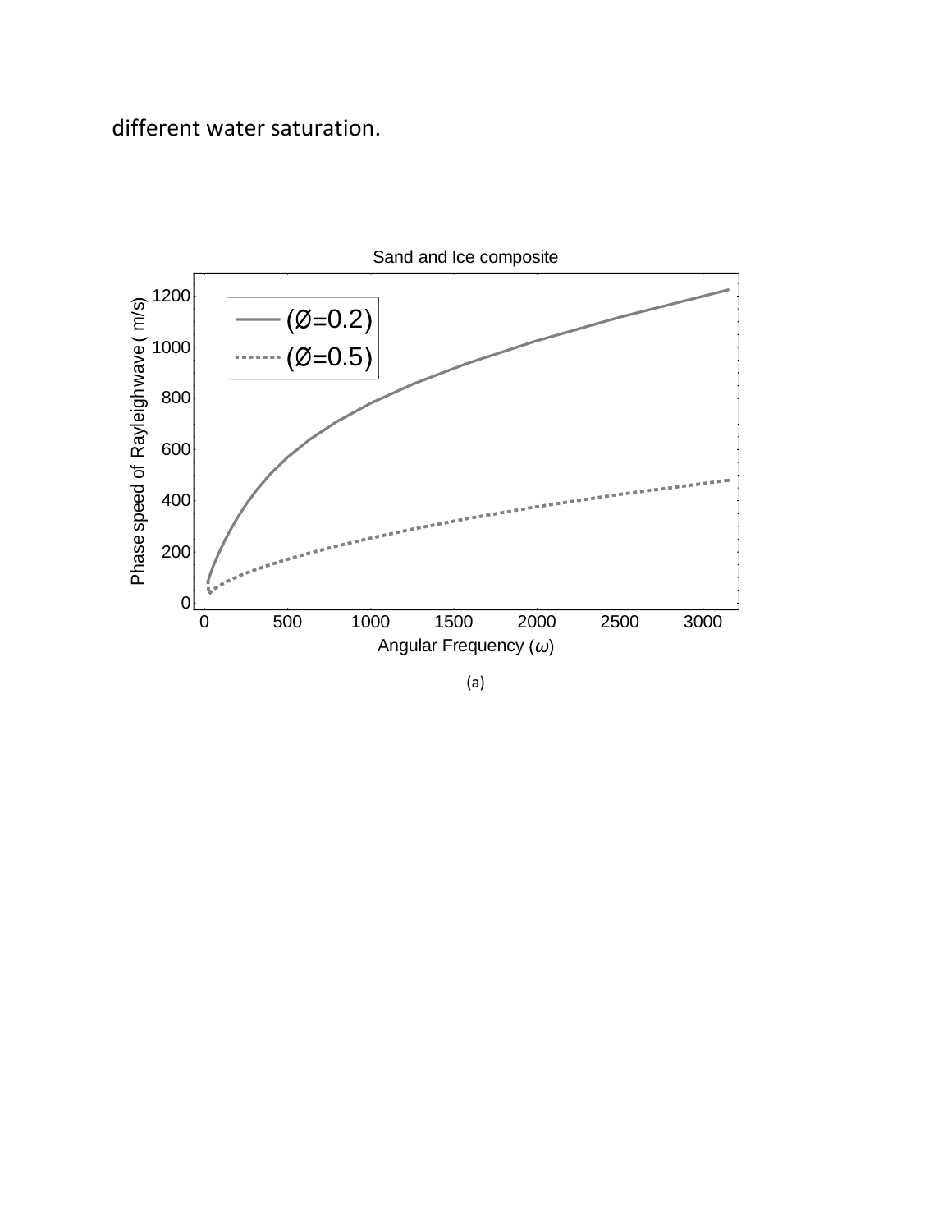different water saturation.

(a)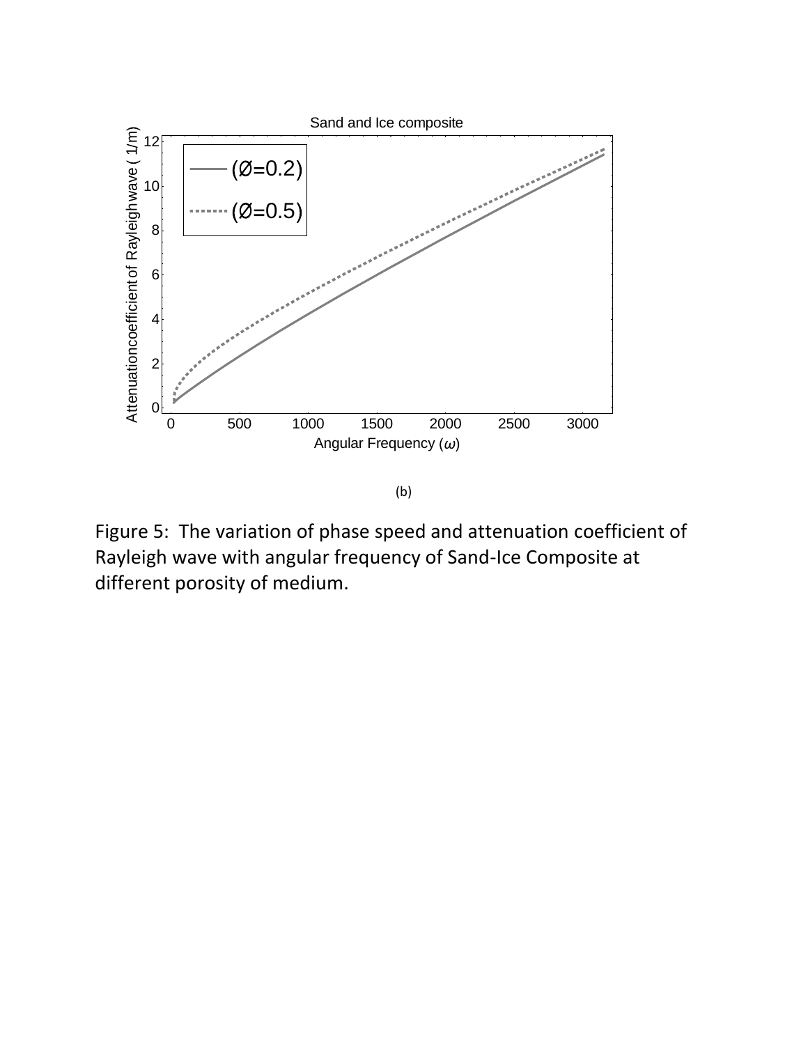(b)

Figure 5: The variation of phase speed and attenuation coefficient of Rayleigh wave with angular frequency of Sand-Ice Composite at different porosity of medium.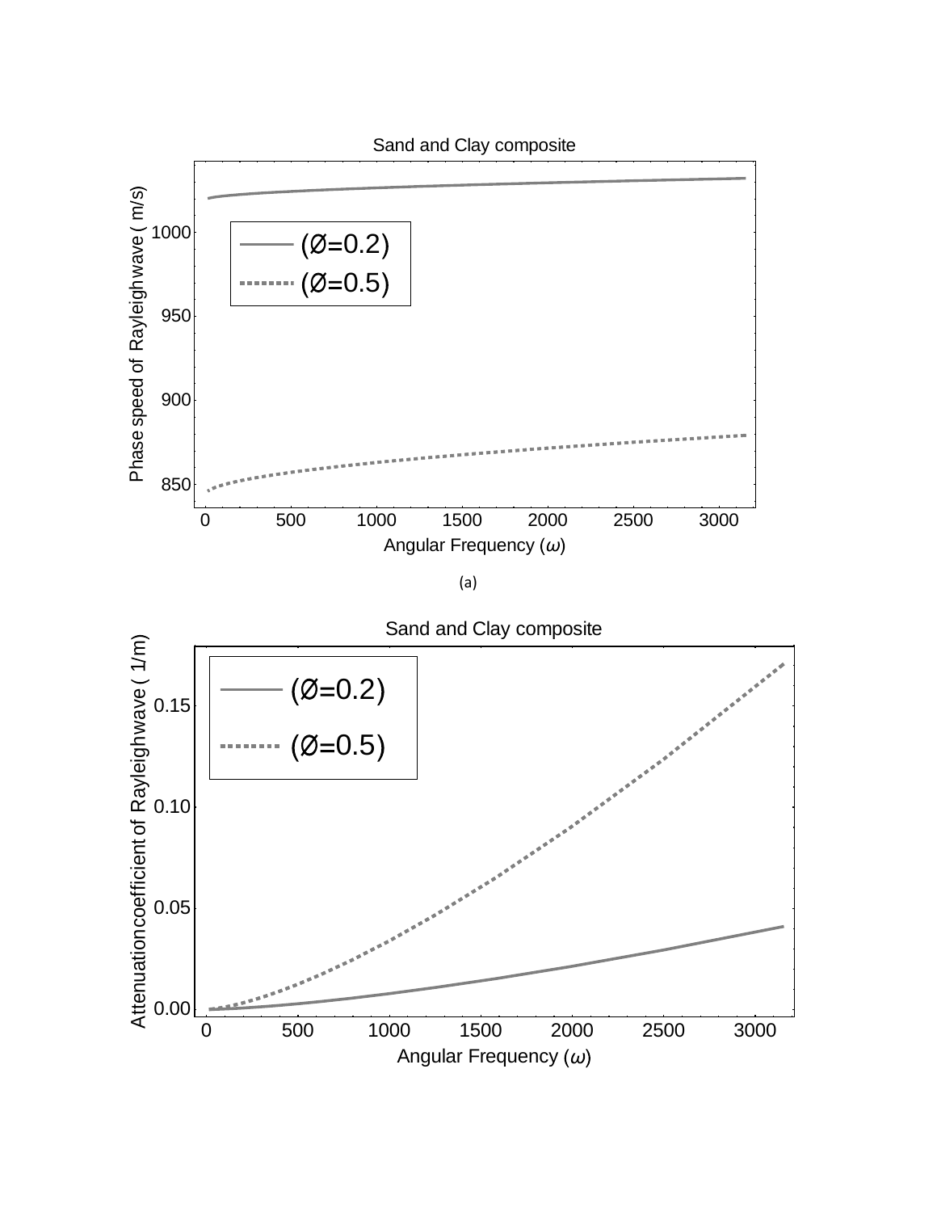(a)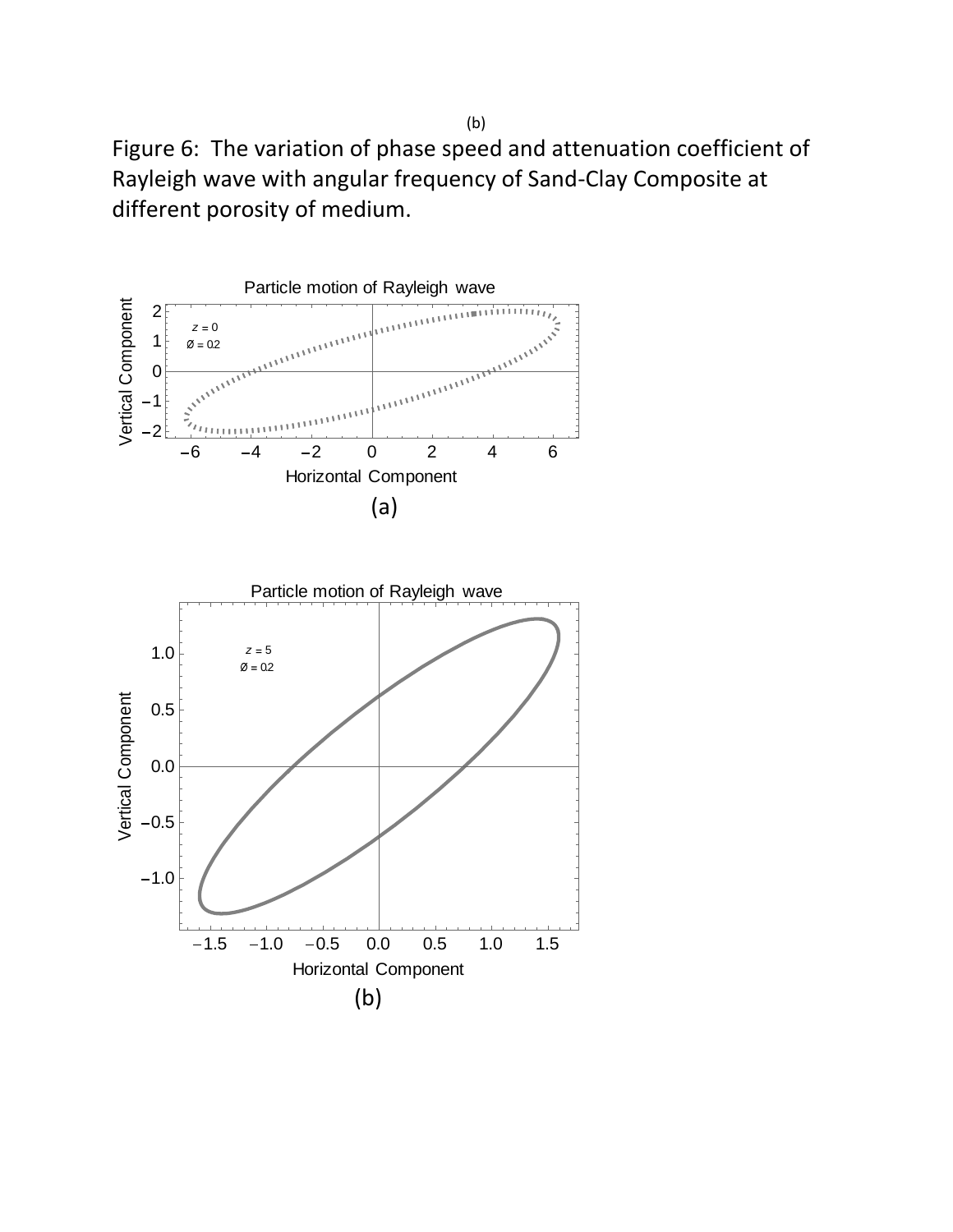(b)

Figure 6: The variation of phase speed and attenuation coefficient of Rayleigh wave with angular frequency of Sand-Clay Composite at different porosity of medium.

(a)

(b)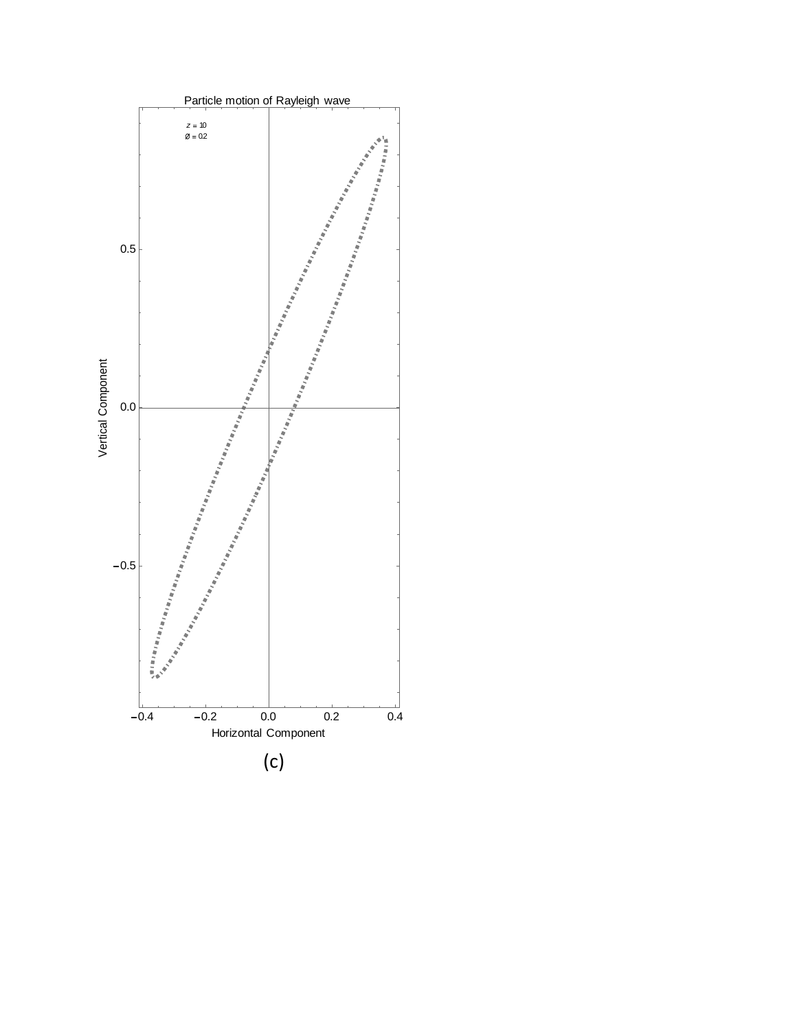Particle motion of Rayleigh wave

$z = 10$
$\emptyset = 0.2$

Vertical Component

Horizontal Component

(c)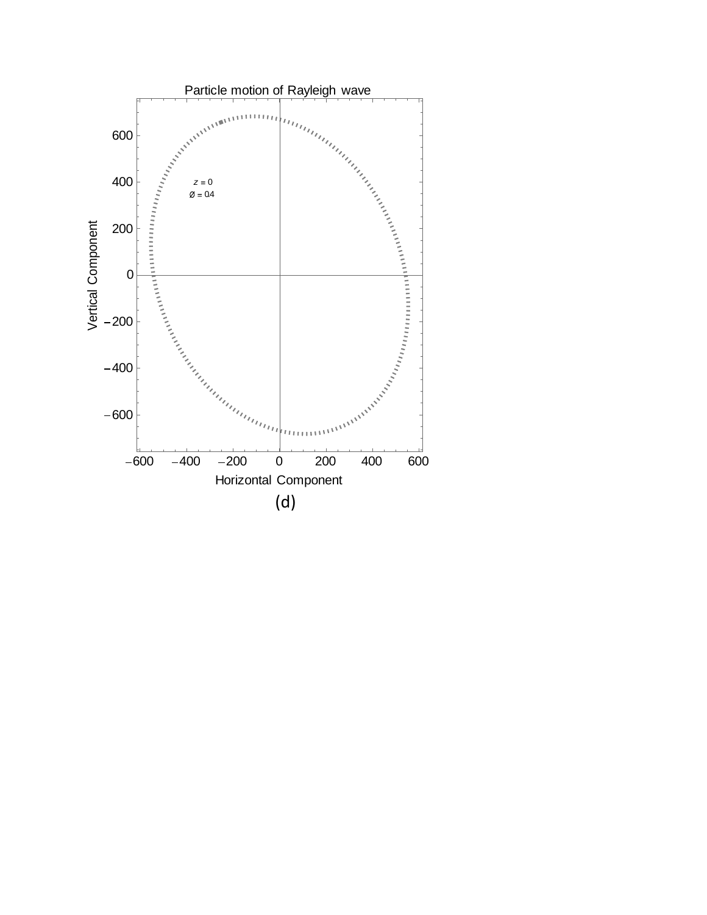(d)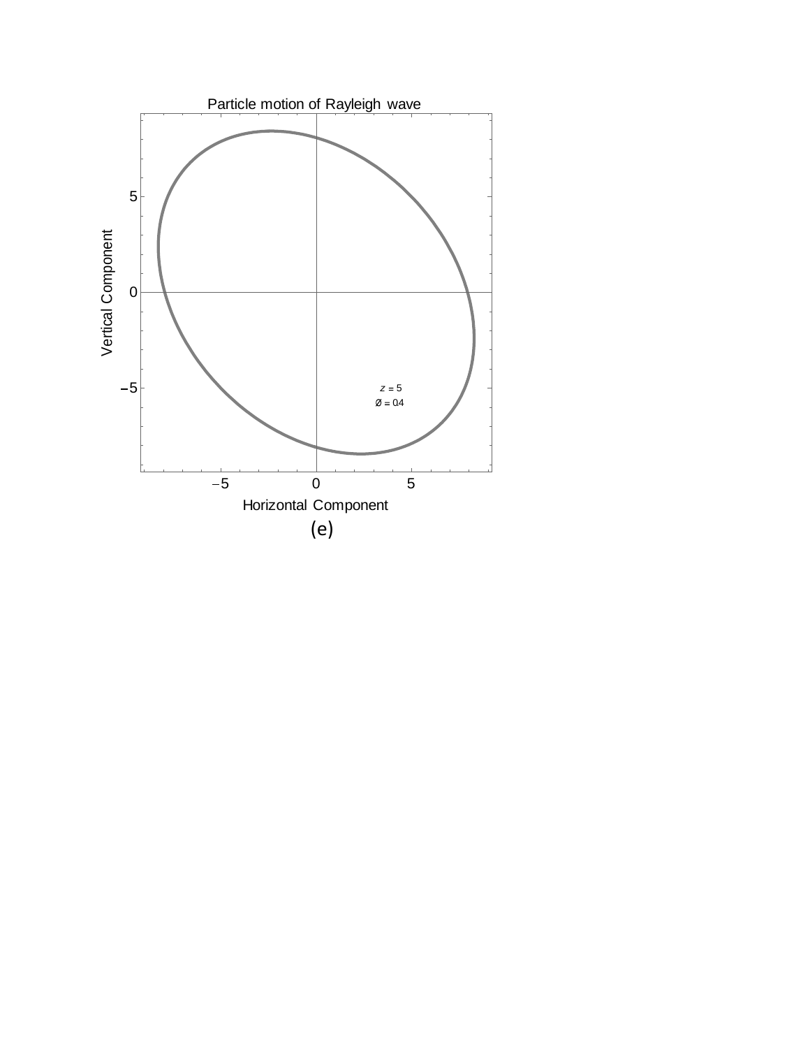(e)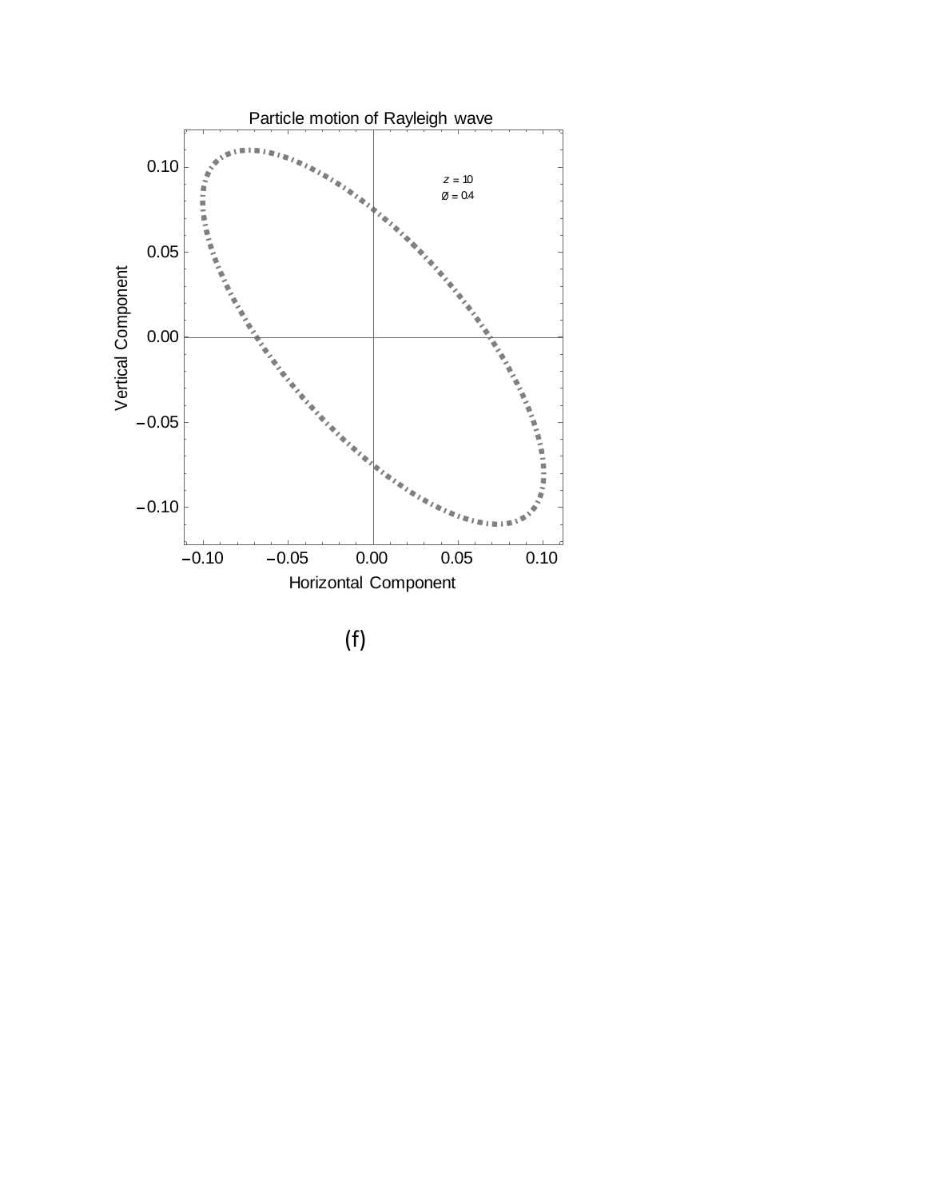(f)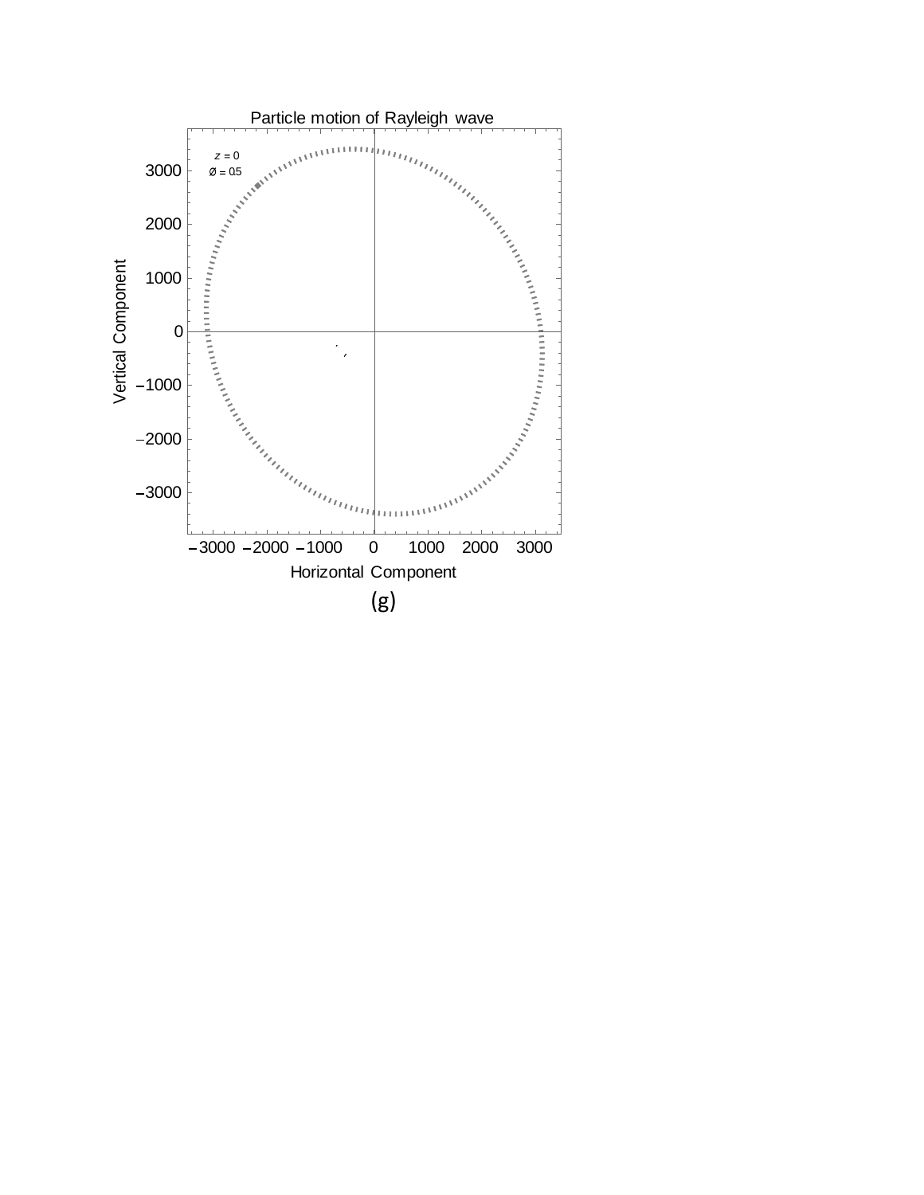Particle motion of Rayleigh wave

$z = 0$

$\varnothing = 0.5$

Vertical Component

Horizontal Component

(g)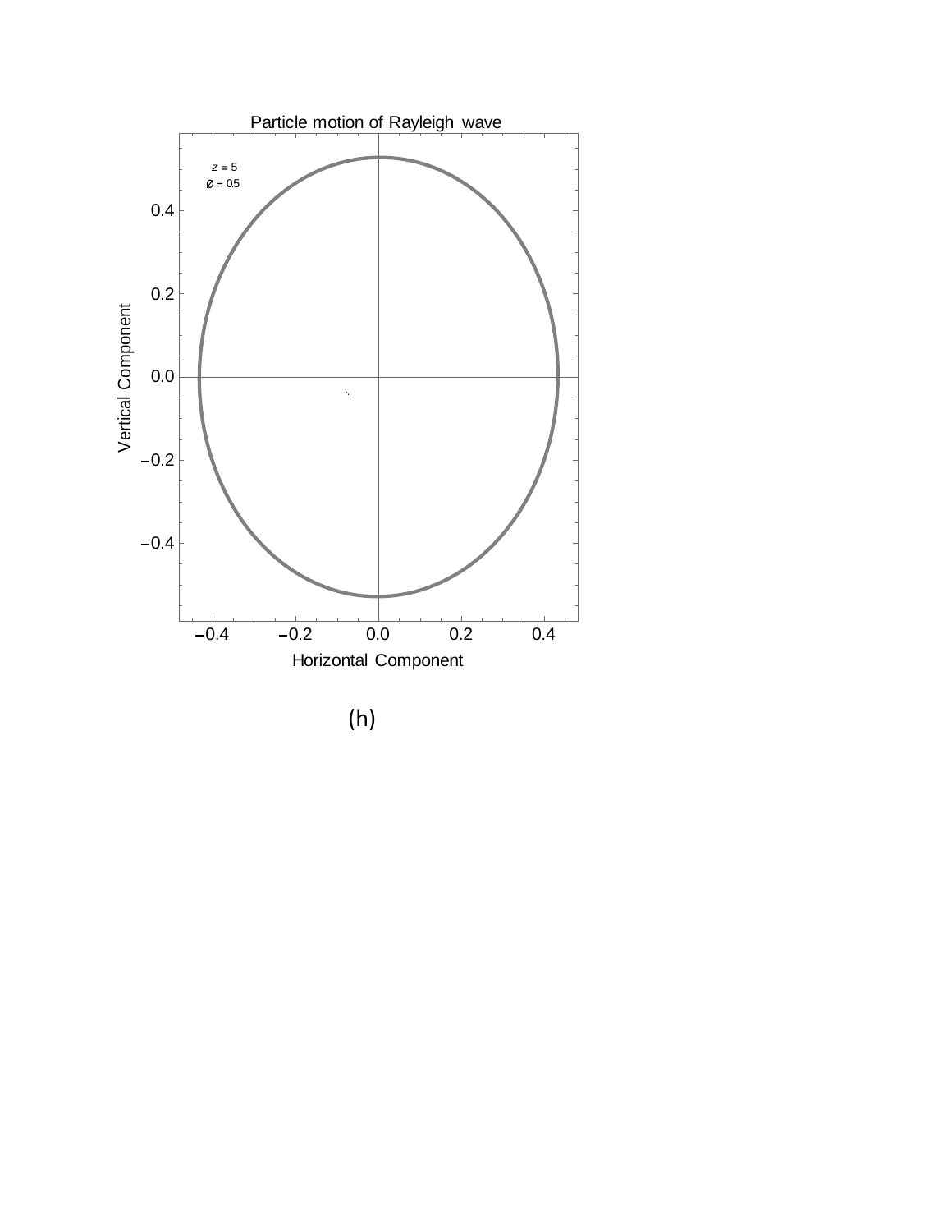Particle motion of Rayleigh wave

$z = 5$

$\varnothing = 0.5$

Vertical Component

Horizontal Component

(h)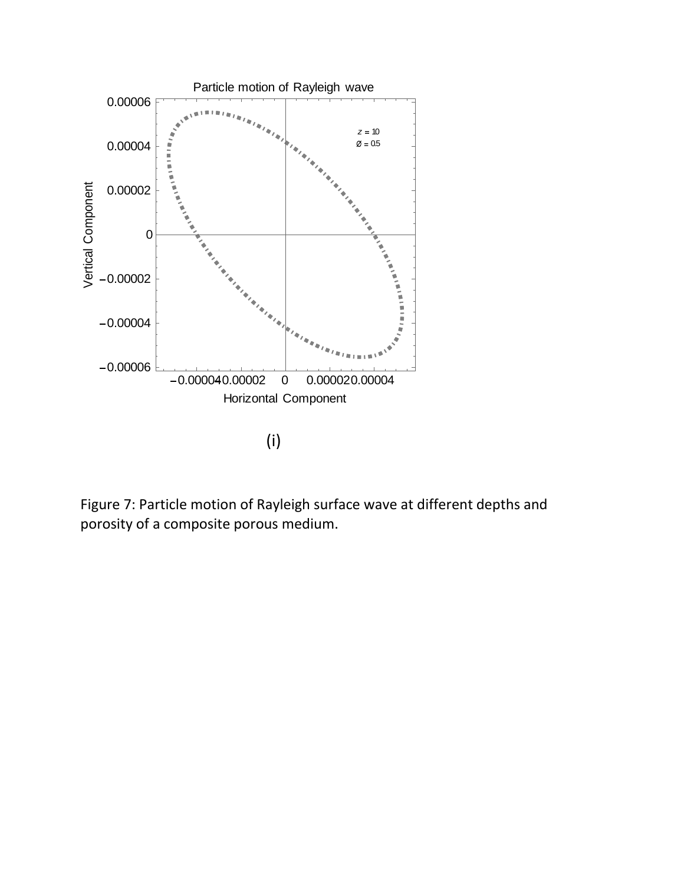Particle motion of Rayleigh wave

Vertical Component

Horizontal Component

0.00006
0.00004
0.00002
0
−0.00002
−0.00004
−0.00006

−0.00004 −0.00002 0 0.00002 0.00004

$z = 10$
$\varnothing = 0.5$

(i)

Figure 7: Particle motion of Rayleigh surface wave at different depths and porosity of a composite porous medium.